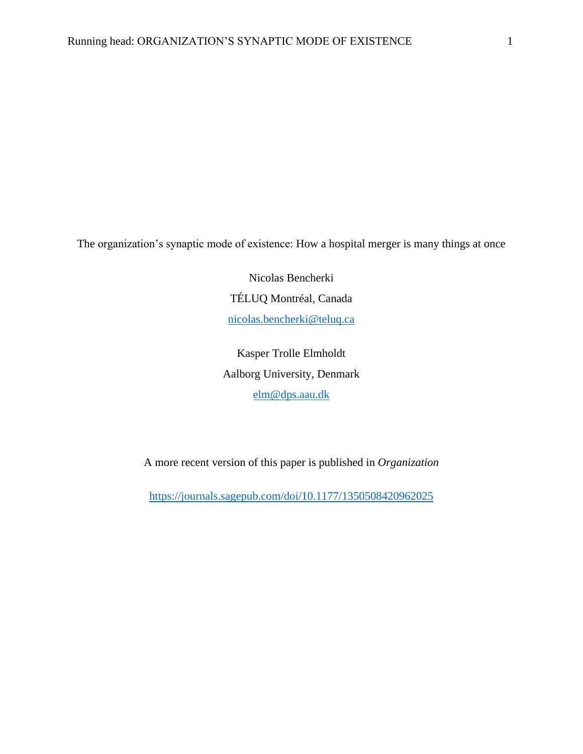# The organization's synaptic mode of existence: How a hospital merger is many things at once

Nicolas Bencherki

TÉLUQ Montréal, Canada

nicolas.bencherki@teluq.ca

Kasper Trolle Elmholdt

Aalborg University, Denmark

elm@dps.aau.dk

A more recent version of this paper is published in *Organization*

https://journals.sagepub.com/doi/10.1177/1350508420962025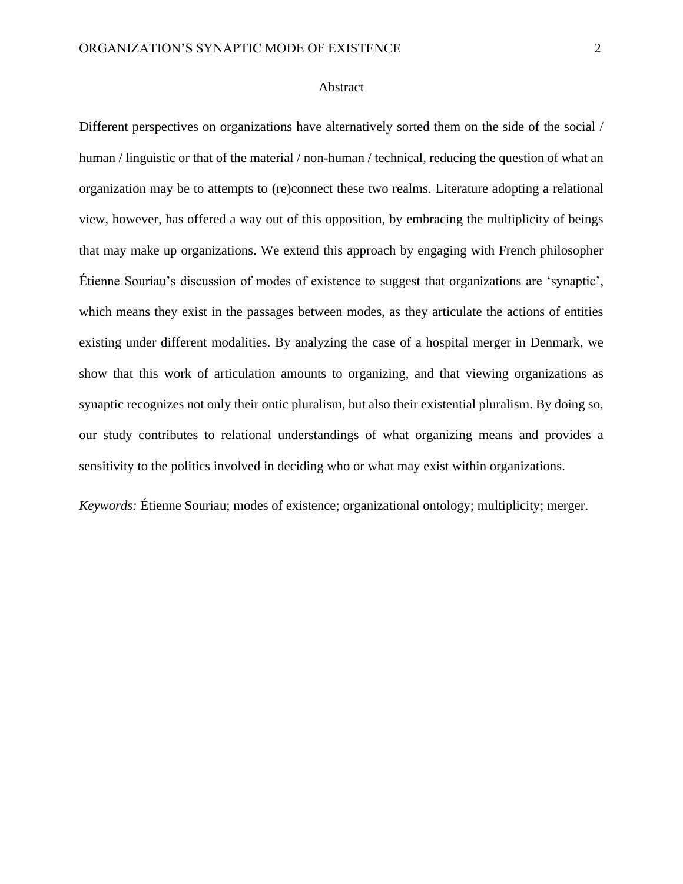## Abstract

Different perspectives on organizations have alternatively sorted them on the side of the social / human / linguistic or that of the material / non-human / technical, reducing the question of what an organization may be to attempts to (re)connect these two realms. Literature adopting a relational view, however, has offered a way out of this opposition, by embracing the multiplicity of beings that may make up organizations. We extend this approach by engaging with French philosopher Étienne Souriau's discussion of modes of existence to suggest that organizations are 'synaptic', which means they exist in the passages between modes, as they articulate the actions of entities existing under different modalities. By analyzing the case of a hospital merger in Denmark, we show that this work of articulation amounts to organizing, and that viewing organizations as synaptic recognizes not only their ontic pluralism, but also their existential pluralism. By doing so, our study contributes to relational understandings of what organizing means and provides a sensitivity to the politics involved in deciding who or what may exist within organizations.

*Keywords:* Étienne Souriau; modes of existence; organizational ontology; multiplicity; merger.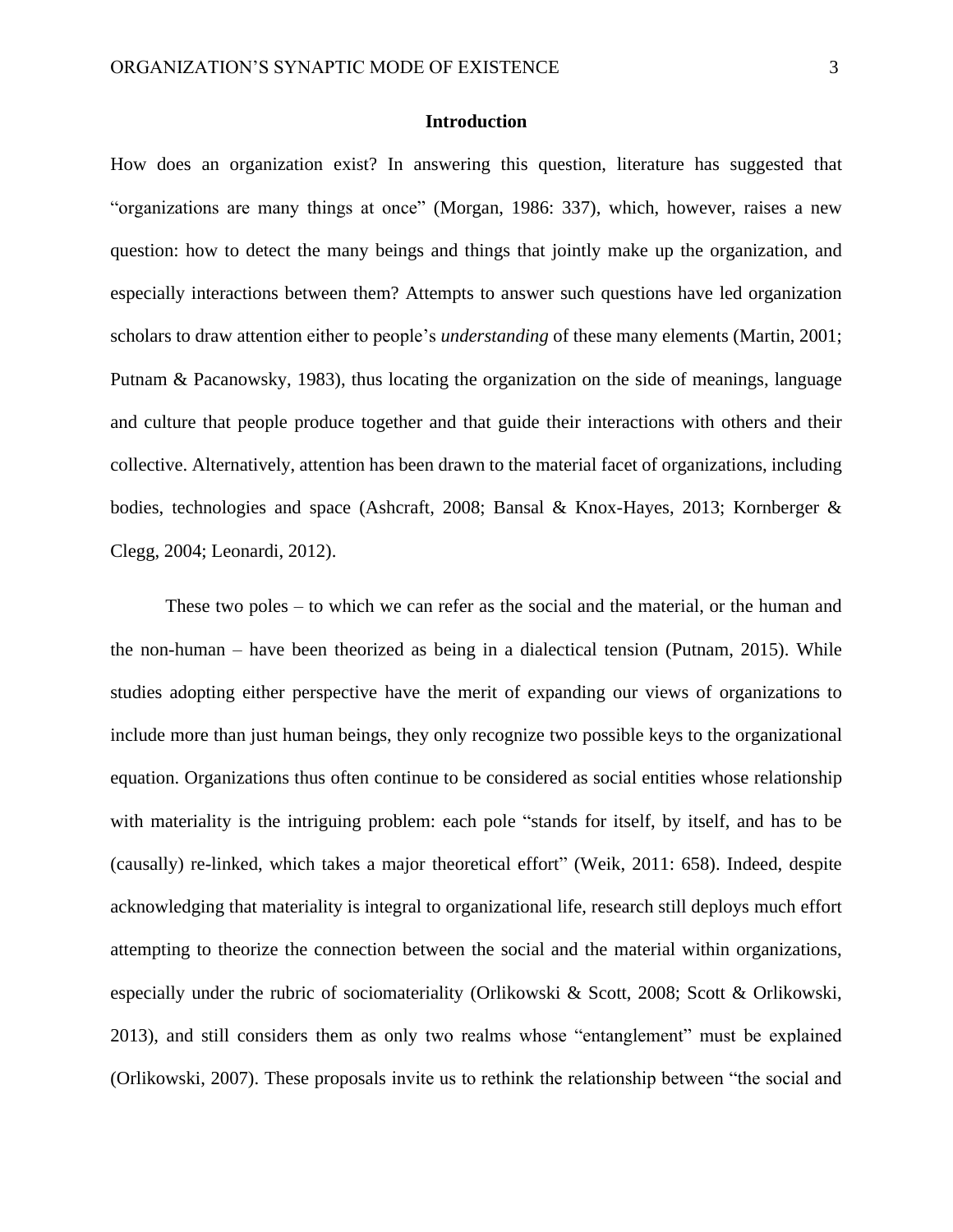## Introduction

How does an organization exist? In answering this question, literature has suggested that "organizations are many things at once" (Morgan, 1986: 337), which, however, raises a new question: how to detect the many beings and things that jointly make up the organization, and especially interactions between them? Attempts to answer such questions have led organization scholars to draw attention either to people's *understanding* of these many elements (Martin, 2001; Putnam & Pacanowsky, 1983), thus locating the organization on the side of meanings, language and culture that people produce together and that guide their interactions with others and their collective. Alternatively, attention has been drawn to the material facet of organizations, including bodies, technologies and space (Ashcraft, 2008; Bansal & Knox-Hayes, 2013; Kornberger & Clegg, 2004; Leonardi, 2012).

These two poles – to which we can refer as the social and the material, or the human and the non-human – have been theorized as being in a dialectical tension (Putnam, 2015). While studies adopting either perspective have the merit of expanding our views of organizations to include more than just human beings, they only recognize two possible keys to the organizational equation. Organizations thus often continue to be considered as social entities whose relationship with materiality is the intriguing problem: each pole "stands for itself, by itself, and has to be (causally) re-linked, which takes a major theoretical effort" (Weik, 2011: 658). Indeed, despite acknowledging that materiality is integral to organizational life, research still deploys much effort attempting to theorize the connection between the social and the material within organizations, especially under the rubric of sociomateriality (Orlikowski & Scott, 2008; Scott & Orlikowski, 2013), and still considers them as only two realms whose "entanglement" must be explained (Orlikowski, 2007). These proposals invite us to rethink the relationship between "the social and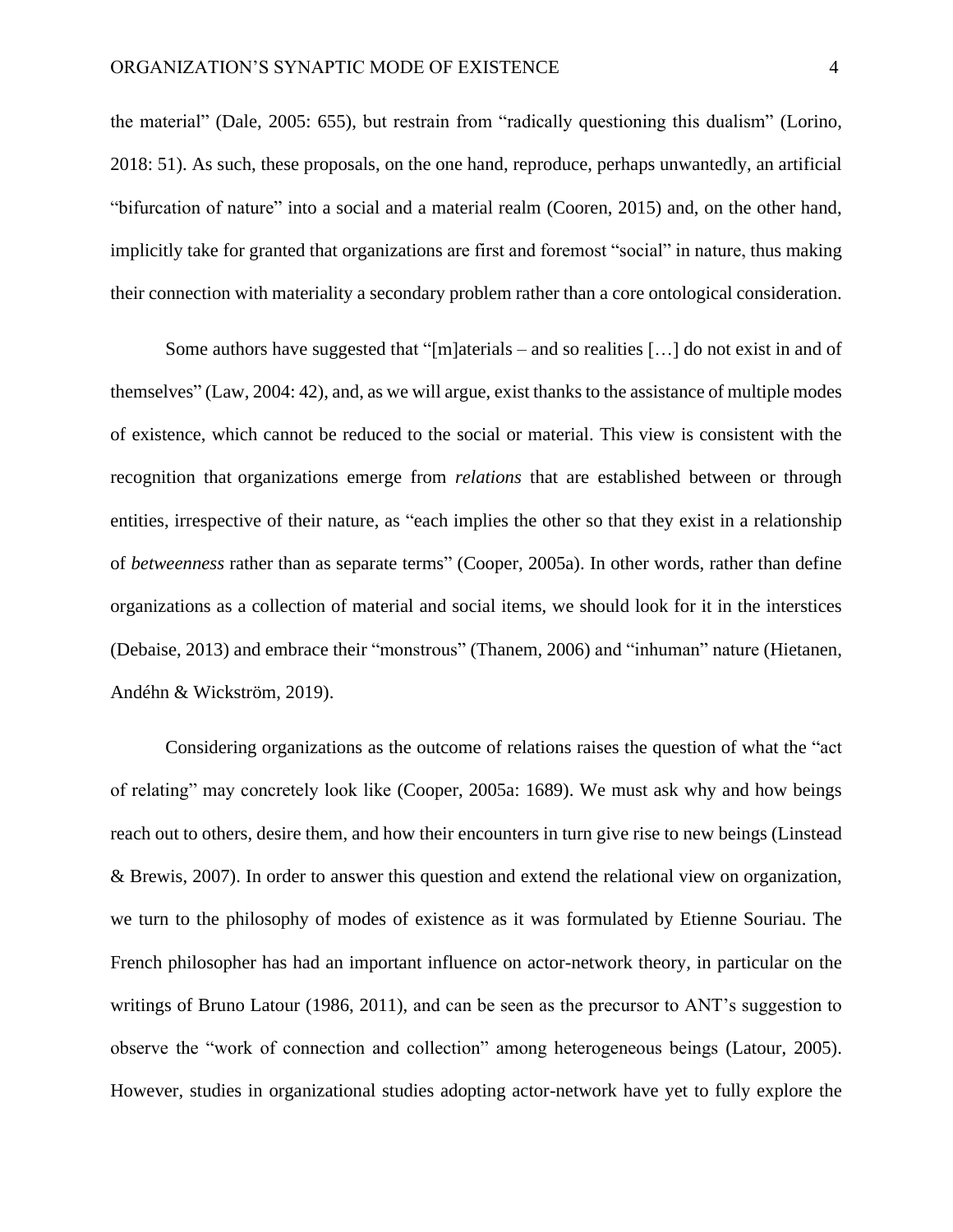the material" (Dale, 2005: 655), but restrain from "radically questioning this dualism" (Lorino, 2018: 51). As such, these proposals, on the one hand, reproduce, perhaps unwantedly, an artificial "bifurcation of nature" into a social and a material realm (Cooren, 2015) and, on the other hand, implicitly take for granted that organizations are first and foremost "social" in nature, thus making their connection with materiality a secondary problem rather than a core ontological consideration.

Some authors have suggested that "[m]aterials – and so realities […] do not exist in and of themselves" (Law, 2004: 42), and, as we will argue, exist thanks to the assistance of multiple modes of existence, which cannot be reduced to the social or material. This view is consistent with the recognition that organizations emerge from *relations* that are established between or through entities, irrespective of their nature, as "each implies the other so that they exist in a relationship of *betweenness* rather than as separate terms" (Cooper, 2005a). In other words, rather than define organizations as a collection of material and social items, we should look for it in the interstices (Debaise, 2013) and embrace their "monstrous" (Thanem, 2006) and "inhuman" nature (Hietanen, Andéhn & Wickström, 2019).

Considering organizations as the outcome of relations raises the question of what the "act of relating" may concretely look like (Cooper, 2005a: 1689). We must ask why and how beings reach out to others, desire them, and how their encounters in turn give rise to new beings (Linstead & Brewis, 2007). In order to answer this question and extend the relational view on organization, we turn to the philosophy of modes of existence as it was formulated by Etienne Souriau. The French philosopher has had an important influence on actor-network theory, in particular on the writings of Bruno Latour (1986, 2011), and can be seen as the precursor to ANT's suggestion to observe the "work of connection and collection" among heterogeneous beings (Latour, 2005). However, studies in organizational studies adopting actor-network have yet to fully explore the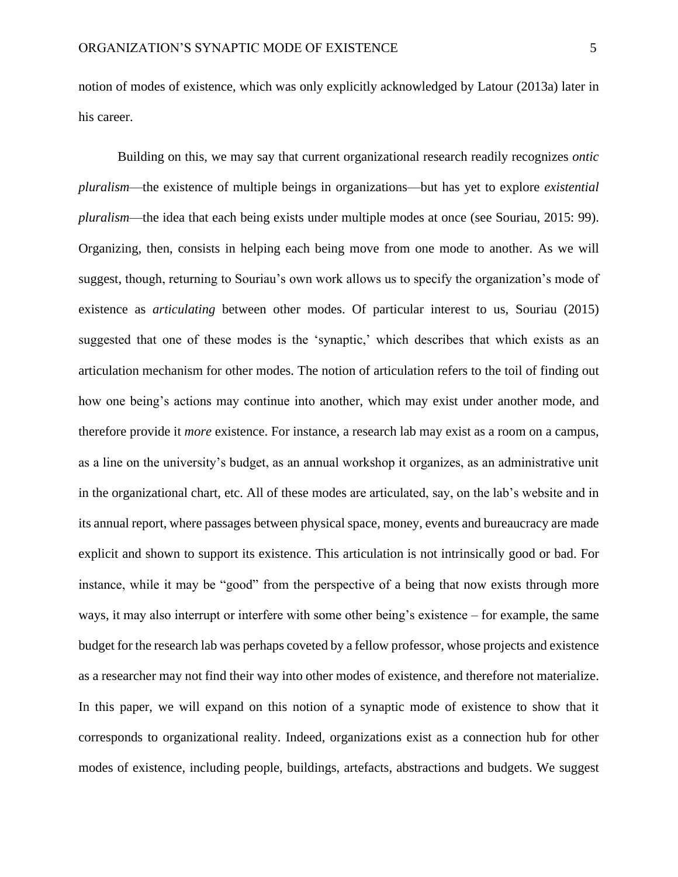notion of modes of existence, which was only explicitly acknowledged by Latour (2013a) later in his career.

Building on this, we may say that current organizational research readily recognizes *ontic pluralism*—the existence of multiple beings in organizations—but has yet to explore *existential pluralism*—the idea that each being exists under multiple modes at once (see Souriau, 2015: 99). Organizing, then, consists in helping each being move from one mode to another. As we will suggest, though, returning to Souriau's own work allows us to specify the organization's mode of existence as *articulating* between other modes. Of particular interest to us, Souriau (2015) suggested that one of these modes is the 'synaptic,' which describes that which exists as an articulation mechanism for other modes. The notion of articulation refers to the toil of finding out how one being's actions may continue into another, which may exist under another mode, and therefore provide it *more* existence. For instance, a research lab may exist as a room on a campus, as a line on the university's budget, as an annual workshop it organizes, as an administrative unit in the organizational chart, etc. All of these modes are articulated, say, on the lab's website and in its annual report, where passages between physical space, money, events and bureaucracy are made explicit and shown to support its existence. This articulation is not intrinsically good or bad. For instance, while it may be "good" from the perspective of a being that now exists through more ways, it may also interrupt or interfere with some other being's existence – for example, the same budget for the research lab was perhaps coveted by a fellow professor, whose projects and existence as a researcher may not find their way into other modes of existence, and therefore not materialize. In this paper, we will expand on this notion of a synaptic mode of existence to show that it corresponds to organizational reality. Indeed, organizations exist as a connection hub for other modes of existence, including people, buildings, artefacts, abstractions and budgets. We suggest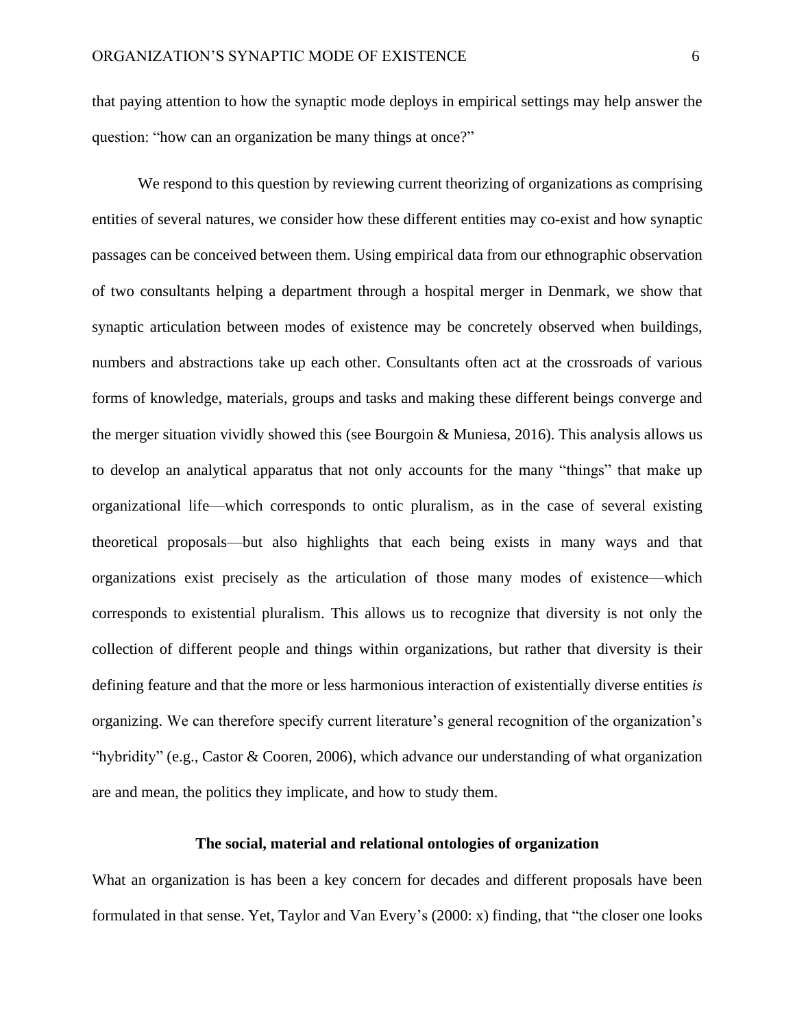that paying attention to how the synaptic mode deploys in empirical settings may help answer the question: "how can an organization be many things at once?"

We respond to this question by reviewing current theorizing of organizations as comprising entities of several natures, we consider how these different entities may co-exist and how synaptic passages can be conceived between them. Using empirical data from our ethnographic observation of two consultants helping a department through a hospital merger in Denmark, we show that synaptic articulation between modes of existence may be concretely observed when buildings, numbers and abstractions take up each other. Consultants often act at the crossroads of various forms of knowledge, materials, groups and tasks and making these different beings converge and the merger situation vividly showed this (see Bourgoin & Muniesa, 2016). This analysis allows us to develop an analytical apparatus that not only accounts for the many "things" that make up organizational life—which corresponds to ontic pluralism, as in the case of several existing theoretical proposals—but also highlights that each being exists in many ways and that organizations exist precisely as the articulation of those many modes of existence—which corresponds to existential pluralism. This allows us to recognize that diversity is not only the collection of different people and things within organizations, but rather that diversity is their defining feature and that the more or less harmonious interaction of existentially diverse entities *is* organizing. We can therefore specify current literature's general recognition of the organization's "hybridity" (e.g., Castor & Cooren, 2006), which advance our understanding of what organization are and mean, the politics they implicate, and how to study them.

## The social, material and relational ontologies of organization

What an organization is has been a key concern for decades and different proposals have been formulated in that sense. Yet, Taylor and Van Every's (2000: x) finding, that "the closer one looks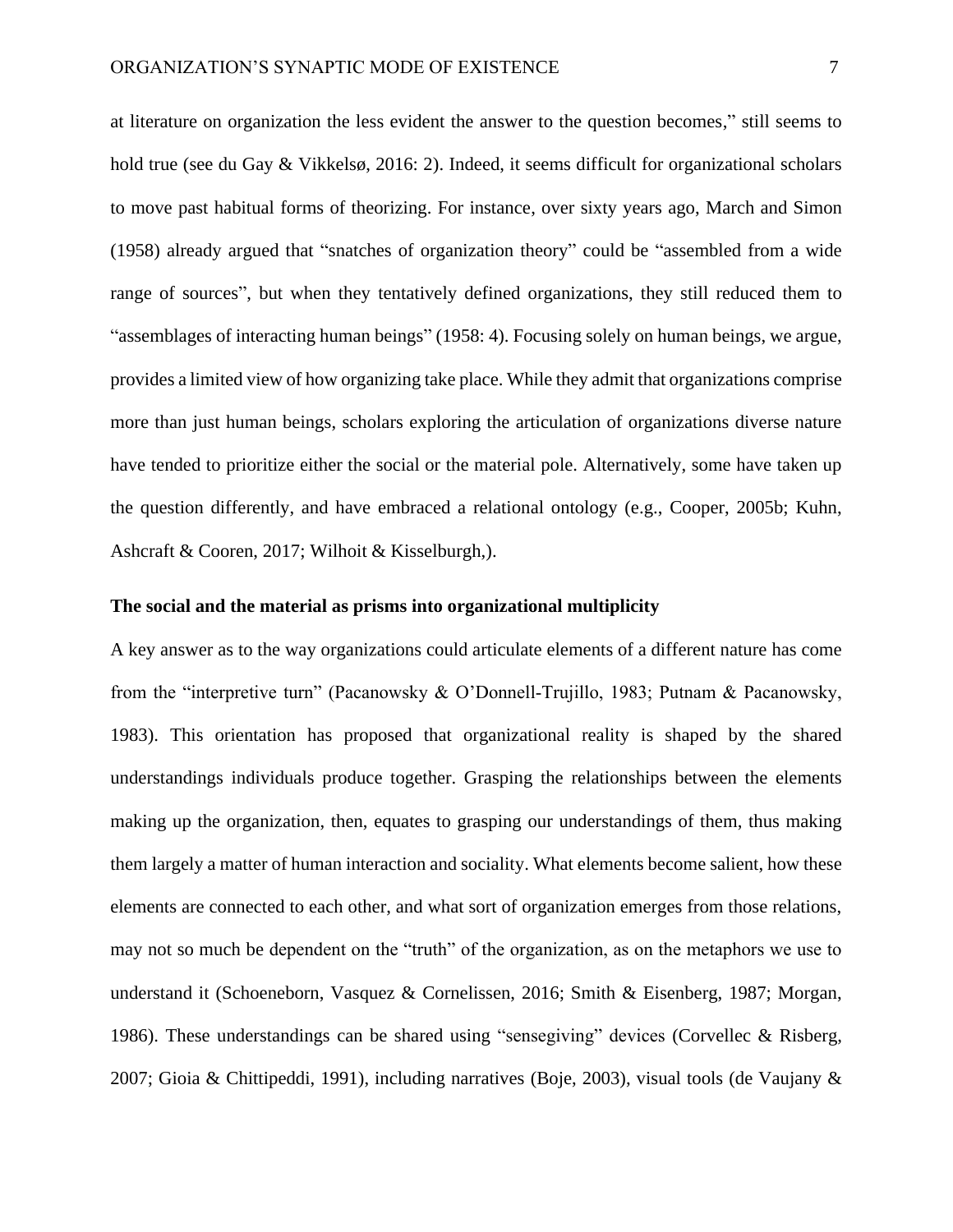at literature on organization the less evident the answer to the question becomes," still seems to hold true (see du Gay & Vikkelsø, 2016: 2). Indeed, it seems difficult for organizational scholars to move past habitual forms of theorizing. For instance, over sixty years ago, March and Simon (1958) already argued that "snatches of organization theory" could be "assembled from a wide range of sources", but when they tentatively defined organizations, they still reduced them to "assemblages of interacting human beings" (1958: 4). Focusing solely on human beings, we argue, provides a limited view of how organizing take place. While they admit that organizations comprise more than just human beings, scholars exploring the articulation of organizations diverse nature have tended to prioritize either the social or the material pole. Alternatively, some have taken up the question differently, and have embraced a relational ontology (e.g., Cooper, 2005b; Kuhn, Ashcraft & Cooren, 2017; Wilhoit & Kisselburgh,).

**The social and the material as prisms into organizational multiplicity**

A key answer as to the way organizations could articulate elements of a different nature has come from the "interpretive turn" (Pacanowsky & O'Donnell-Trujillo, 1983; Putnam & Pacanowsky, 1983). This orientation has proposed that organizational reality is shaped by the shared understandings individuals produce together. Grasping the relationships between the elements making up the organization, then, equates to grasping our understandings of them, thus making them largely a matter of human interaction and sociality. What elements become salient, how these elements are connected to each other, and what sort of organization emerges from those relations, may not so much be dependent on the "truth" of the organization, as on the metaphors we use to understand it (Schoeneborn, Vasquez & Cornelissen, 2016; Smith & Eisenberg, 1987; Morgan, 1986). These understandings can be shared using "sensegiving" devices (Corvellec & Risberg, 2007; Gioia & Chittipeddi, 1991), including narratives (Boje, 2003), visual tools (de Vaujany &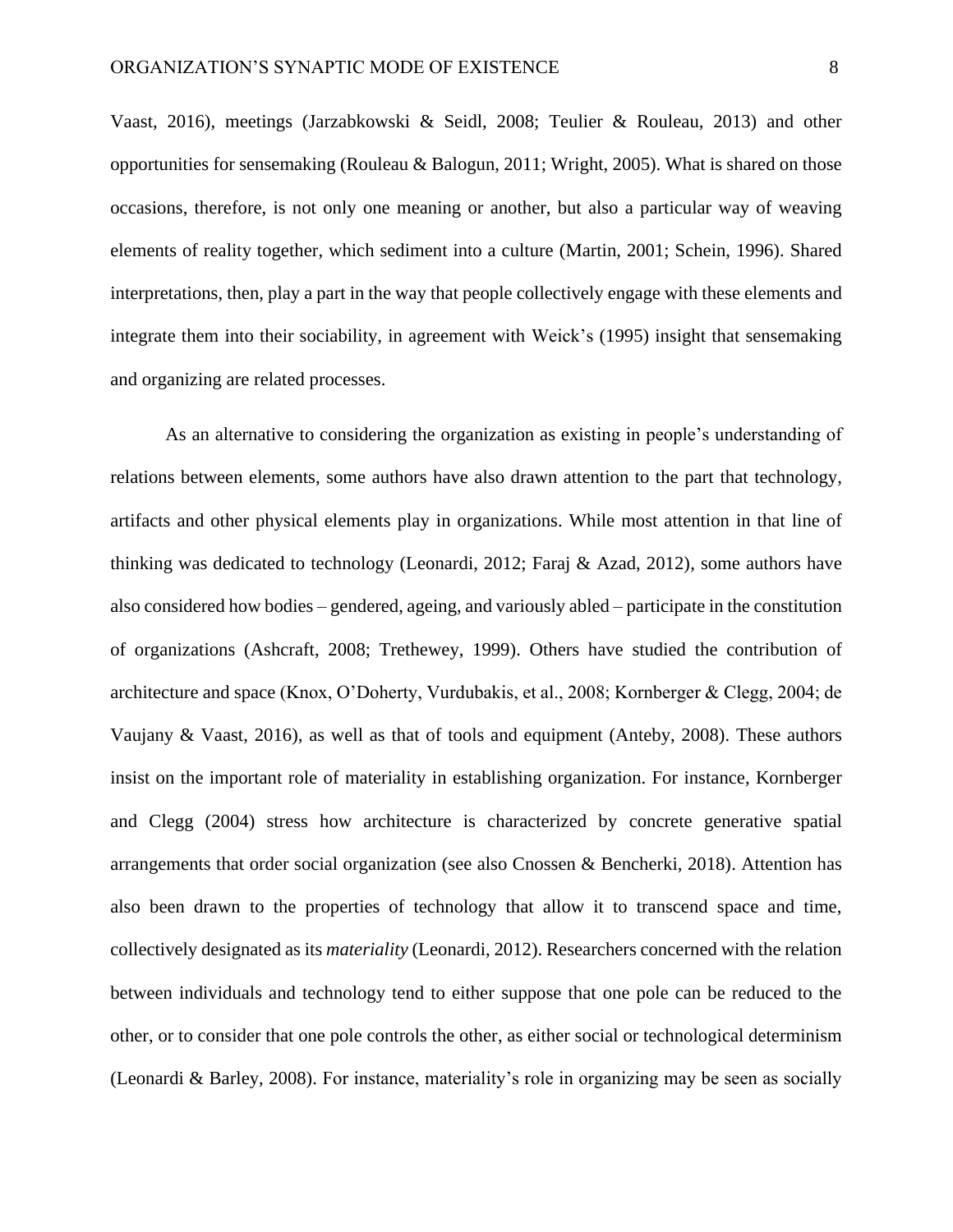Vaast, 2016), meetings (Jarzabkowski & Seidl, 2008; Teulier & Rouleau, 2013) and other opportunities for sensemaking (Rouleau & Balogun, 2011; Wright, 2005). What is shared on those occasions, therefore, is not only one meaning or another, but also a particular way of weaving elements of reality together, which sediment into a culture (Martin, 2001; Schein, 1996). Shared interpretations, then, play a part in the way that people collectively engage with these elements and integrate them into their sociability, in agreement with Weick's (1995) insight that sensemaking and organizing are related processes.

As an alternative to considering the organization as existing in people's understanding of relations between elements, some authors have also drawn attention to the part that technology, artifacts and other physical elements play in organizations. While most attention in that line of thinking was dedicated to technology (Leonardi, 2012; Faraj & Azad, 2012), some authors have also considered how bodies – gendered, ageing, and variously abled – participate in the constitution of organizations (Ashcraft, 2008; Trethewey, 1999). Others have studied the contribution of architecture and space (Knox, O'Doherty, Vurdubakis, et al., 2008; Kornberger & Clegg, 2004; de Vaujany & Vaast, 2016), as well as that of tools and equipment (Anteby, 2008). These authors insist on the important role of materiality in establishing organization. For instance, Kornberger and Clegg (2004) stress how architecture is characterized by concrete generative spatial arrangements that order social organization (see also Cnossen & Bencherki, 2018). Attention has also been drawn to the properties of technology that allow it to transcend space and time, collectively designated as its *materiality* (Leonardi, 2012). Researchers concerned with the relation between individuals and technology tend to either suppose that one pole can be reduced to the other, or to consider that one pole controls the other, as either social or technological determinism (Leonardi & Barley, 2008). For instance, materiality's role in organizing may be seen as socially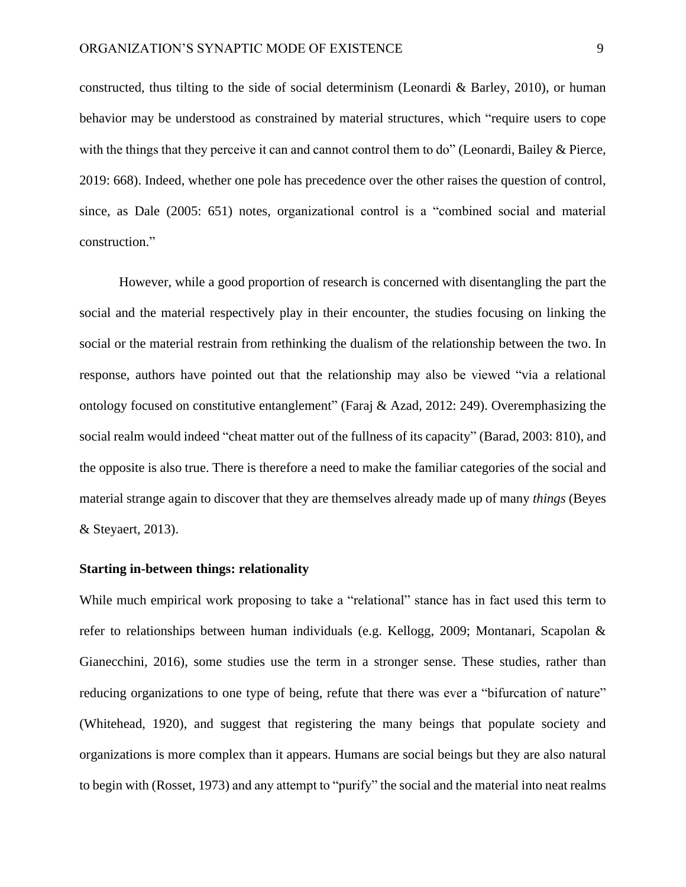constructed, thus tilting to the side of social determinism (Leonardi & Barley, 2010), or human behavior may be understood as constrained by material structures, which "require users to cope with the things that they perceive it can and cannot control them to do" (Leonardi, Bailey & Pierce, 2019: 668). Indeed, whether one pole has precedence over the other raises the question of control, since, as Dale (2005: 651) notes, organizational control is a "combined social and material construction."

However, while a good proportion of research is concerned with disentangling the part the social and the material respectively play in their encounter, the studies focusing on linking the social or the material restrain from rethinking the dualism of the relationship between the two. In response, authors have pointed out that the relationship may also be viewed "via a relational ontology focused on constitutive entanglement" (Faraj & Azad, 2012: 249). Overemphasizing the social realm would indeed "cheat matter out of the fullness of its capacity" (Barad, 2003: 810), and the opposite is also true. There is therefore a need to make the familiar categories of the social and material strange again to discover that they are themselves already made up of many *things* (Beyes & Steyaert, 2013).

**Starting in-between things: relationality**

While much empirical work proposing to take a "relational" stance has in fact used this term to refer to relationships between human individuals (e.g. Kellogg, 2009; Montanari, Scapolan & Gianecchini, 2016), some studies use the term in a stronger sense. These studies, rather than reducing organizations to one type of being, refute that there was ever a "bifurcation of nature" (Whitehead, 1920), and suggest that registering the many beings that populate society and organizations is more complex than it appears. Humans are social beings but they are also natural to begin with (Rosset, 1973) and any attempt to "purify" the social and the material into neat realms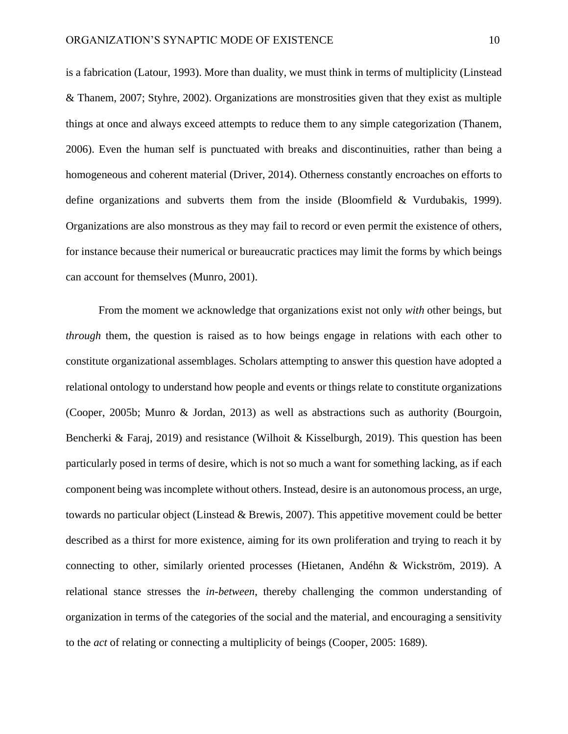is a fabrication (Latour, 1993). More than duality, we must think in terms of multiplicity (Linstead & Thanem, 2007; Styhre, 2002). Organizations are monstrosities given that they exist as multiple things at once and always exceed attempts to reduce them to any simple categorization (Thanem, 2006). Even the human self is punctuated with breaks and discontinuities, rather than being a homogeneous and coherent material (Driver, 2014). Otherness constantly encroaches on efforts to define organizations and subverts them from the inside (Bloomfield & Vurdubakis, 1999). Organizations are also monstrous as they may fail to record or even permit the existence of others, for instance because their numerical or bureaucratic practices may limit the forms by which beings can account for themselves (Munro, 2001).

From the moment we acknowledge that organizations exist not only *with* other beings, but *through* them, the question is raised as to how beings engage in relations with each other to constitute organizational assemblages. Scholars attempting to answer this question have adopted a relational ontology to understand how people and events or things relate to constitute organizations (Cooper, 2005b; Munro & Jordan, 2013) as well as abstractions such as authority (Bourgoin, Bencherki & Faraj, 2019) and resistance (Wilhoit & Kisselburgh, 2019). This question has been particularly posed in terms of desire, which is not so much a want for something lacking, as if each component being was incomplete without others. Instead, desire is an autonomous process, an urge, towards no particular object (Linstead & Brewis, 2007). This appetitive movement could be better described as a thirst for more existence, aiming for its own proliferation and trying to reach it by connecting to other, similarly oriented processes (Hietanen, Andéhn & Wickström, 2019). A relational stance stresses the *in-between*, thereby challenging the common understanding of organization in terms of the categories of the social and the material, and encouraging a sensitivity to the *act* of relating or connecting a multiplicity of beings (Cooper, 2005: 1689).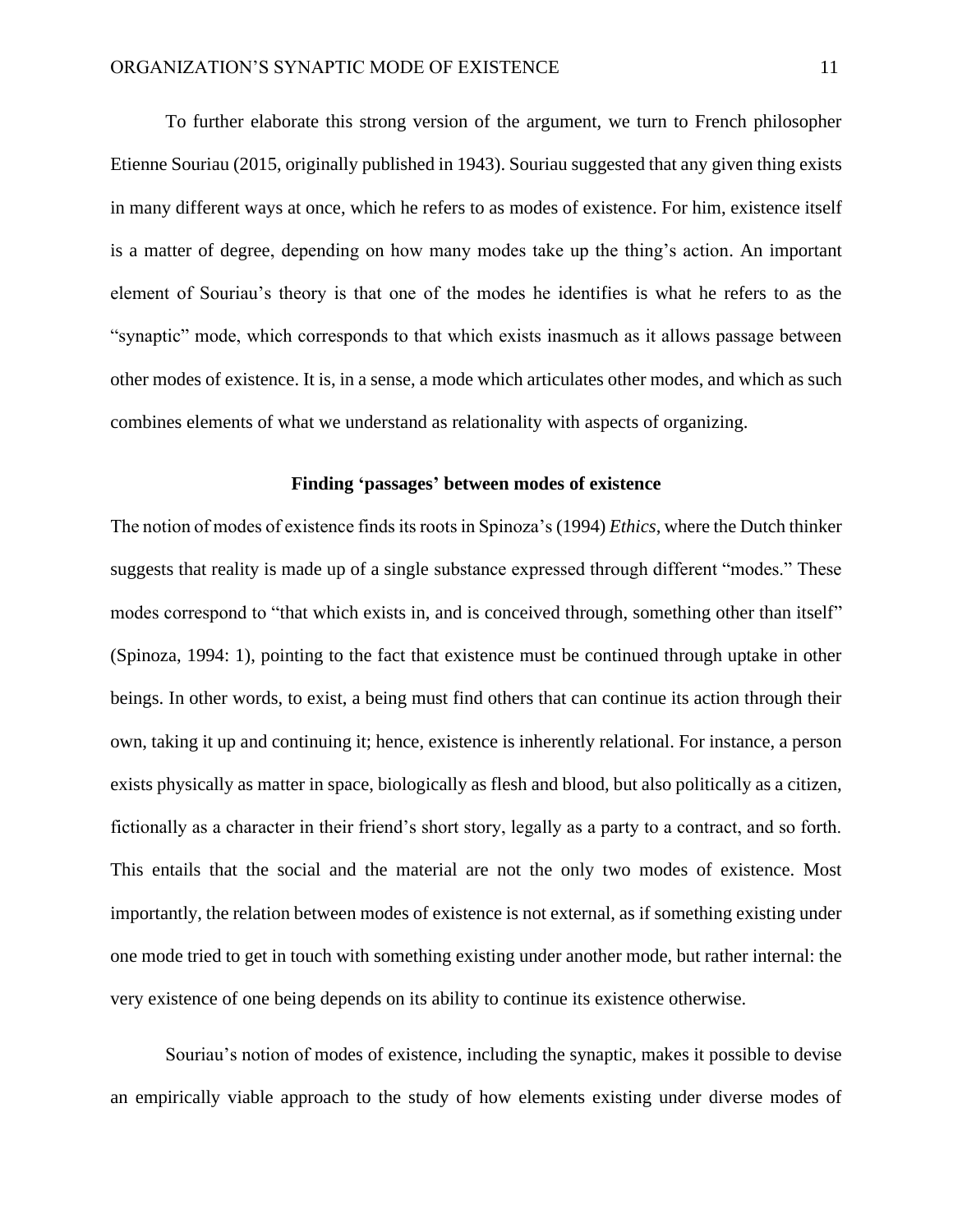To further elaborate this strong version of the argument, we turn to French philosopher Etienne Souriau (2015, originally published in 1943). Souriau suggested that any given thing exists in many different ways at once, which he refers to as modes of existence. For him, existence itself is a matter of degree, depending on how many modes take up the thing's action. An important element of Souriau's theory is that one of the modes he identifies is what he refers to as the "synaptic" mode, which corresponds to that which exists inasmuch as it allows passage between other modes of existence. It is, in a sense, a mode which articulates other modes, and which as such combines elements of what we understand as relationality with aspects of organizing.

## Finding 'passages' between modes of existence

The notion of modes of existence finds its roots in Spinoza's (1994) *Ethics*, where the Dutch thinker suggests that reality is made up of a single substance expressed through different "modes." These modes correspond to "that which exists in, and is conceived through, something other than itself" (Spinoza, 1994: 1), pointing to the fact that existence must be continued through uptake in other beings. In other words, to exist, a being must find others that can continue its action through their own, taking it up and continuing it; hence, existence is inherently relational. For instance, a person exists physically as matter in space, biologically as flesh and blood, but also politically as a citizen, fictionally as a character in their friend's short story, legally as a party to a contract, and so forth. This entails that the social and the material are not the only two modes of existence. Most importantly, the relation between modes of existence is not external, as if something existing under one mode tried to get in touch with something existing under another mode, but rather internal: the very existence of one being depends on its ability to continue its existence otherwise.

Souriau's notion of modes of existence, including the synaptic, makes it possible to devise an empirically viable approach to the study of how elements existing under diverse modes of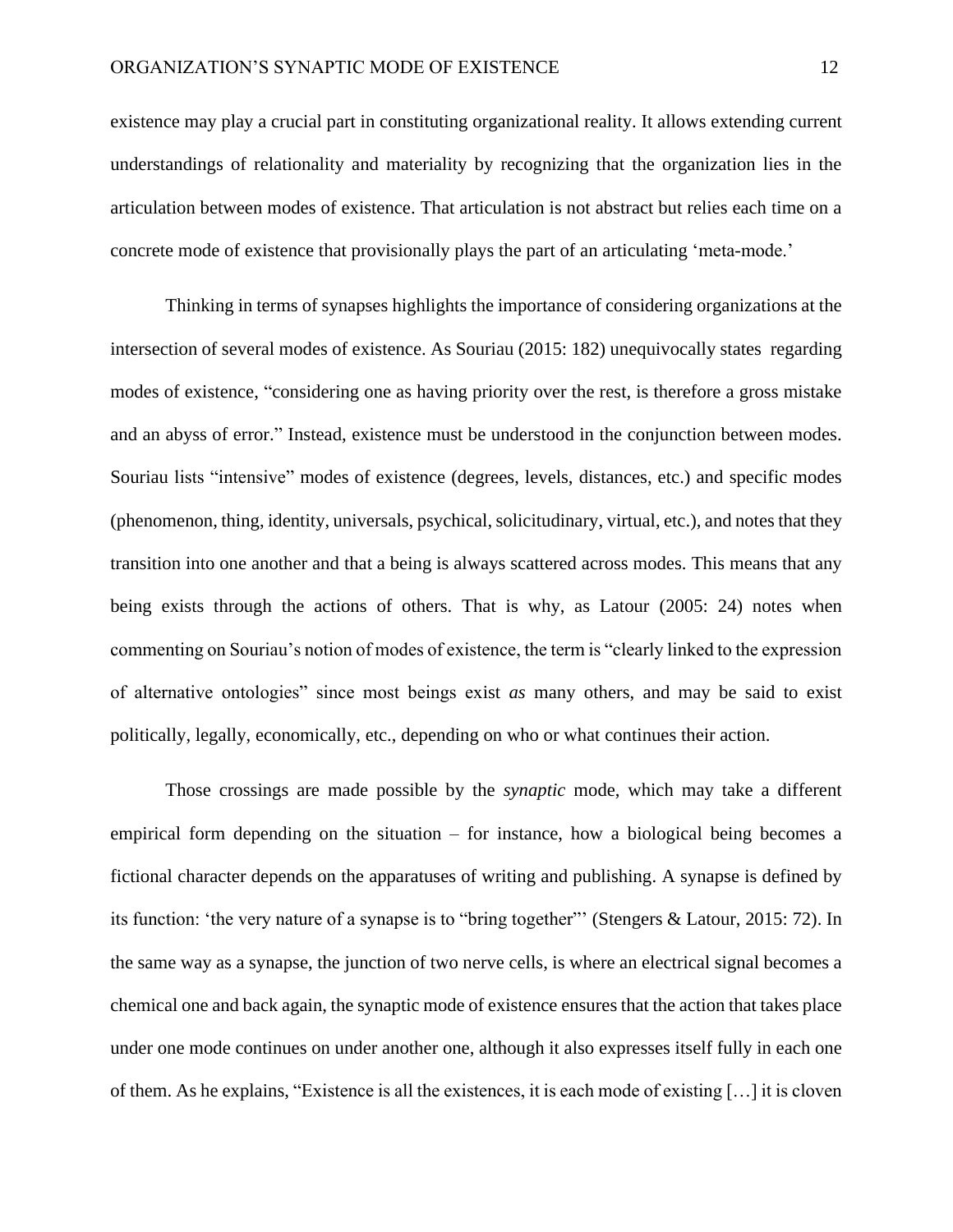existence may play a crucial part in constituting organizational reality. It allows extending current understandings of relationality and materiality by recognizing that the organization lies in the articulation between modes of existence. That articulation is not abstract but relies each time on a concrete mode of existence that provisionally plays the part of an articulating 'meta-mode.'

Thinking in terms of synapses highlights the importance of considering organizations at the intersection of several modes of existence. As Souriau (2015: 182) unequivocally states regarding modes of existence, "considering one as having priority over the rest, is therefore a gross mistake and an abyss of error." Instead, existence must be understood in the conjunction between modes. Souriau lists "intensive" modes of existence (degrees, levels, distances, etc.) and specific modes (phenomenon, thing, identity, universals, psychical, solicitudinary, virtual, etc.), and notes that they transition into one another and that a being is always scattered across modes. This means that any being exists through the actions of others. That is why, as Latour (2005: 24) notes when commenting on Souriau's notion of modes of existence, the term is "clearly linked to the expression of alternative ontologies" since most beings exist *as* many others, and may be said to exist politically, legally, economically, etc., depending on who or what continues their action.

Those crossings are made possible by the *synaptic* mode, which may take a different empirical form depending on the situation – for instance, how a biological being becomes a fictional character depends on the apparatuses of writing and publishing. A synapse is defined by its function: 'the very nature of a synapse is to "bring together"' (Stengers & Latour, 2015: 72). In the same way as a synapse, the junction of two nerve cells, is where an electrical signal becomes a chemical one and back again, the synaptic mode of existence ensures that the action that takes place under one mode continues on under another one, although it also expresses itself fully in each one of them. As he explains, "Existence is all the existences, it is each mode of existing […] it is cloven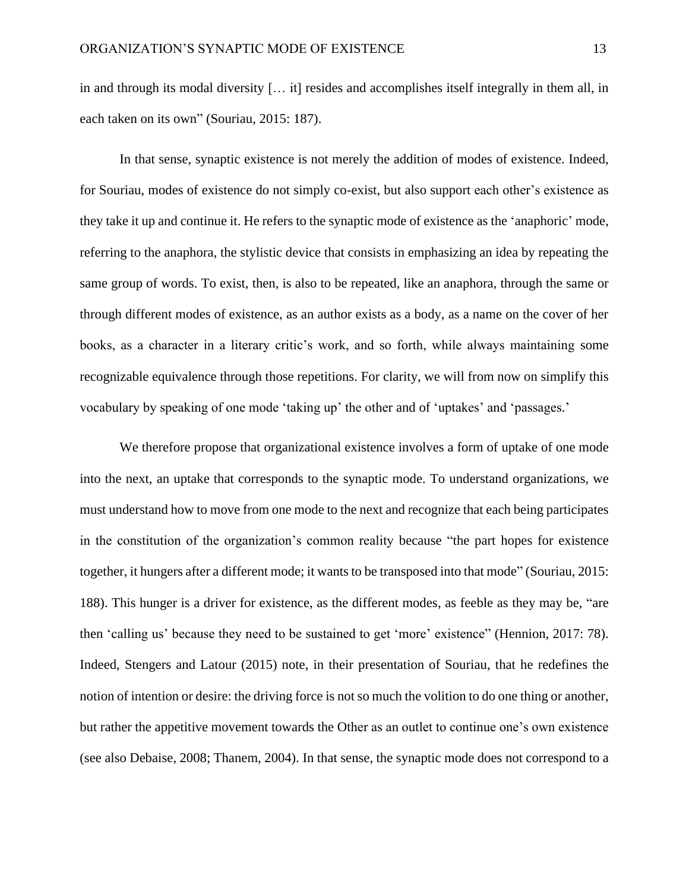in and through its modal diversity [… it] resides and accomplishes itself integrally in them all, in each taken on its own" (Souriau, 2015: 187).

In that sense, synaptic existence is not merely the addition of modes of existence. Indeed, for Souriau, modes of existence do not simply co-exist, but also support each other's existence as they take it up and continue it. He refers to the synaptic mode of existence as the 'anaphoric' mode, referring to the anaphora, the stylistic device that consists in emphasizing an idea by repeating the same group of words. To exist, then, is also to be repeated, like an anaphora, through the same or through different modes of existence, as an author exists as a body, as a name on the cover of her books, as a character in a literary critic's work, and so forth, while always maintaining some recognizable equivalence through those repetitions. For clarity, we will from now on simplify this vocabulary by speaking of one mode 'taking up' the other and of 'uptakes' and 'passages.'

We therefore propose that organizational existence involves a form of uptake of one mode into the next, an uptake that corresponds to the synaptic mode. To understand organizations, we must understand how to move from one mode to the next and recognize that each being participates in the constitution of the organization's common reality because "the part hopes for existence together, it hungers after a different mode; it wants to be transposed into that mode" (Souriau, 2015: 188). This hunger is a driver for existence, as the different modes, as feeble as they may be, "are then 'calling us' because they need to be sustained to get 'more' existence" (Hennion, 2017: 78). Indeed, Stengers and Latour (2015) note, in their presentation of Souriau, that he redefines the notion of intention or desire: the driving force is not so much the volition to do one thing or another, but rather the appetitive movement towards the Other as an outlet to continue one's own existence (see also Debaise, 2008; Thanem, 2004). In that sense, the synaptic mode does not correspond to a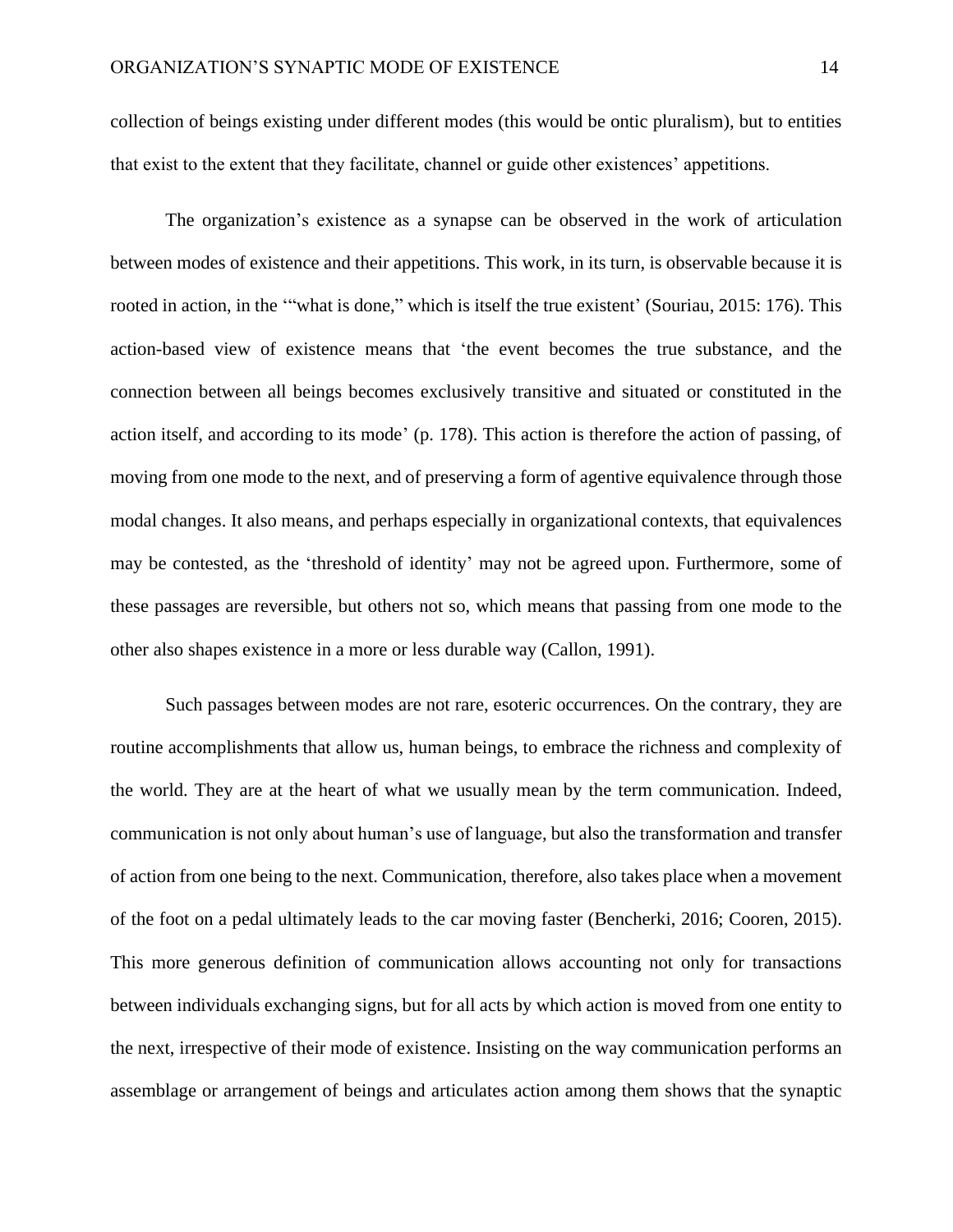collection of beings existing under different modes (this would be ontic pluralism), but to entities that exist to the extent that they facilitate, channel or guide other existences' appetitions.

The organization's existence as a synapse can be observed in the work of articulation between modes of existence and their appetitions. This work, in its turn, is observable because it is rooted in action, in the '"what is done," which is itself the true existent' (Souriau, 2015: 176). This action-based view of existence means that 'the event becomes the true substance, and the connection between all beings becomes exclusively transitive and situated or constituted in the action itself, and according to its mode' (p. 178). This action is therefore the action of passing, of moving from one mode to the next, and of preserving a form of agentive equivalence through those modal changes. It also means, and perhaps especially in organizational contexts, that equivalences may be contested, as the 'threshold of identity' may not be agreed upon. Furthermore, some of these passages are reversible, but others not so, which means that passing from one mode to the other also shapes existence in a more or less durable way (Callon, 1991).

Such passages between modes are not rare, esoteric occurrences. On the contrary, they are routine accomplishments that allow us, human beings, to embrace the richness and complexity of the world. They are at the heart of what we usually mean by the term communication. Indeed, communication is not only about human's use of language, but also the transformation and transfer of action from one being to the next. Communication, therefore, also takes place when a movement of the foot on a pedal ultimately leads to the car moving faster (Bencherki, 2016; Cooren, 2015). This more generous definition of communication allows accounting not only for transactions between individuals exchanging signs, but for all acts by which action is moved from one entity to the next, irrespective of their mode of existence. Insisting on the way communication performs an assemblage or arrangement of beings and articulates action among them shows that the synaptic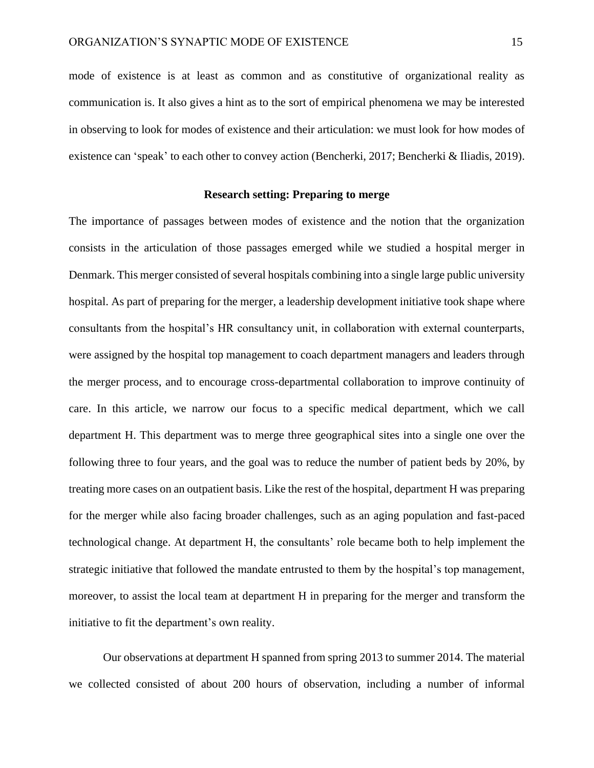mode of existence is at least as common and as constitutive of organizational reality as communication is. It also gives a hint as to the sort of empirical phenomena we may be interested in observing to look for modes of existence and their articulation: we must look for how modes of existence can 'speak' to each other to convey action (Bencherki, 2017; Bencherki & Iliadis, 2019).

## Research setting: Preparing to merge

The importance of passages between modes of existence and the notion that the organization consists in the articulation of those passages emerged while we studied a hospital merger in Denmark. This merger consisted of several hospitals combining into a single large public university hospital. As part of preparing for the merger, a leadership development initiative took shape where consultants from the hospital's HR consultancy unit, in collaboration with external counterparts, were assigned by the hospital top management to coach department managers and leaders through the merger process, and to encourage cross-departmental collaboration to improve continuity of care. In this article, we narrow our focus to a specific medical department, which we call department H. This department was to merge three geographical sites into a single one over the following three to four years, and the goal was to reduce the number of patient beds by 20%, by treating more cases on an outpatient basis. Like the rest of the hospital, department H was preparing for the merger while also facing broader challenges, such as an aging population and fast-paced technological change. At department H, the consultants' role became both to help implement the strategic initiative that followed the mandate entrusted to them by the hospital's top management, moreover, to assist the local team at department H in preparing for the merger and transform the initiative to fit the department's own reality.

Our observations at department H spanned from spring 2013 to summer 2014. The material we collected consisted of about 200 hours of observation, including a number of informal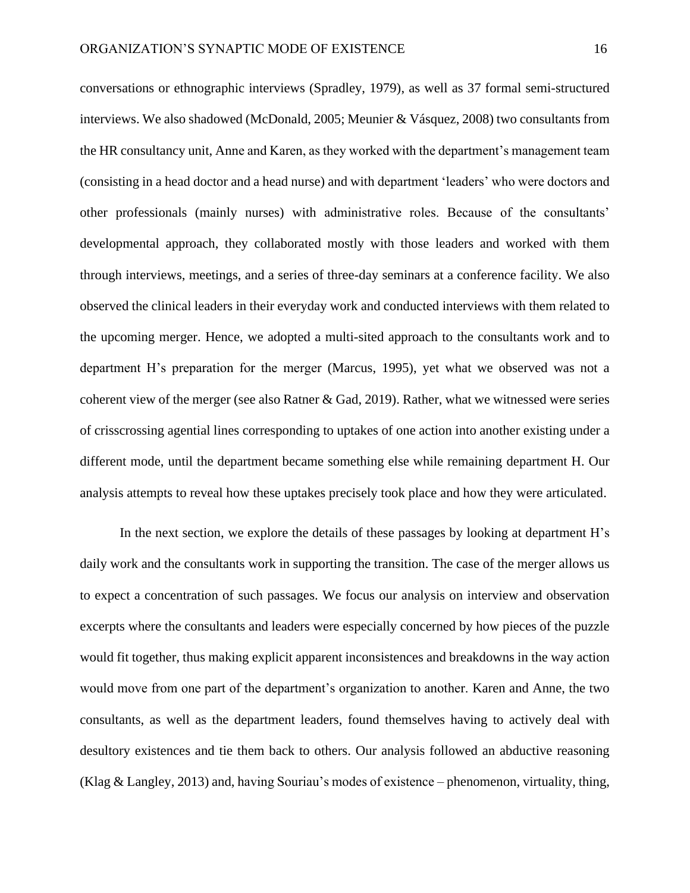conversations or ethnographic interviews (Spradley, 1979), as well as 37 formal semi-structured interviews. We also shadowed (McDonald, 2005; Meunier & Vásquez, 2008) two consultants from the HR consultancy unit, Anne and Karen, as they worked with the department's management team (consisting in a head doctor and a head nurse) and with department 'leaders' who were doctors and other professionals (mainly nurses) with administrative roles. Because of the consultants' developmental approach, they collaborated mostly with those leaders and worked with them through interviews, meetings, and a series of three-day seminars at a conference facility. We also observed the clinical leaders in their everyday work and conducted interviews with them related to the upcoming merger. Hence, we adopted a multi-sited approach to the consultants work and to department H's preparation for the merger (Marcus, 1995), yet what we observed was not a coherent view of the merger (see also Ratner & Gad, 2019). Rather, what we witnessed were series of crisscrossing agential lines corresponding to uptakes of one action into another existing under a different mode, until the department became something else while remaining department H. Our analysis attempts to reveal how these uptakes precisely took place and how they were articulated.

In the next section, we explore the details of these passages by looking at department H's daily work and the consultants work in supporting the transition. The case of the merger allows us to expect a concentration of such passages. We focus our analysis on interview and observation excerpts where the consultants and leaders were especially concerned by how pieces of the puzzle would fit together, thus making explicit apparent inconsistences and breakdowns in the way action would move from one part of the department's organization to another. Karen and Anne, the two consultants, as well as the department leaders, found themselves having to actively deal with desultory existences and tie them back to others. Our analysis followed an abductive reasoning (Klag & Langley, 2013) and, having Souriau's modes of existence – phenomenon, virtuality, thing,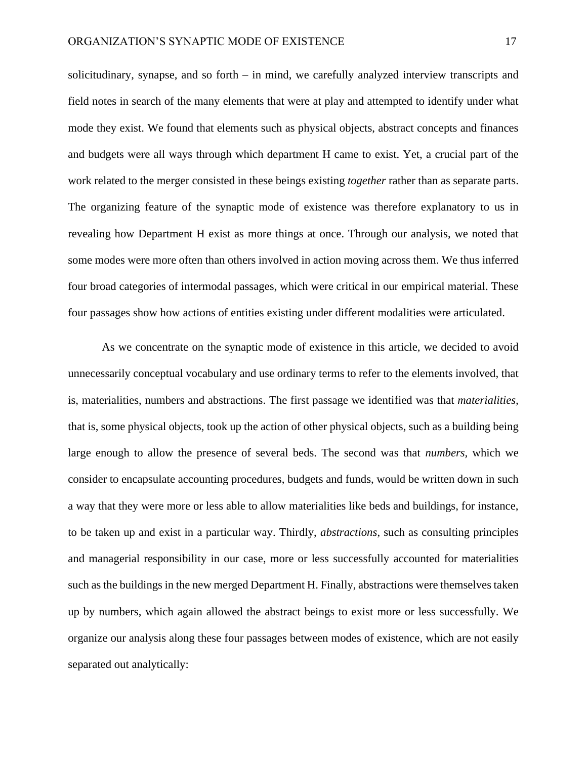solicitudinary, synapse, and so forth – in mind, we carefully analyzed interview transcripts and field notes in search of the many elements that were at play and attempted to identify under what mode they exist. We found that elements such as physical objects, abstract concepts and finances and budgets were all ways through which department H came to exist. Yet, a crucial part of the work related to the merger consisted in these beings existing *together* rather than as separate parts. The organizing feature of the synaptic mode of existence was therefore explanatory to us in revealing how Department H exist as more things at once. Through our analysis, we noted that some modes were more often than others involved in action moving across them. We thus inferred four broad categories of intermodal passages, which were critical in our empirical material. These four passages show how actions of entities existing under different modalities were articulated.

As we concentrate on the synaptic mode of existence in this article, we decided to avoid unnecessarily conceptual vocabulary and use ordinary terms to refer to the elements involved, that is, materialities, numbers and abstractions. The first passage we identified was that *materialities*, that is, some physical objects, took up the action of other physical objects, such as a building being large enough to allow the presence of several beds. The second was that *numbers*, which we consider to encapsulate accounting procedures, budgets and funds, would be written down in such a way that they were more or less able to allow materialities like beds and buildings, for instance, to be taken up and exist in a particular way. Thirdly, *abstractions*, such as consulting principles and managerial responsibility in our case, more or less successfully accounted for materialities such as the buildings in the new merged Department H. Finally, abstractions were themselves taken up by numbers, which again allowed the abstract beings to exist more or less successfully. We organize our analysis along these four passages between modes of existence, which are not easily separated out analytically: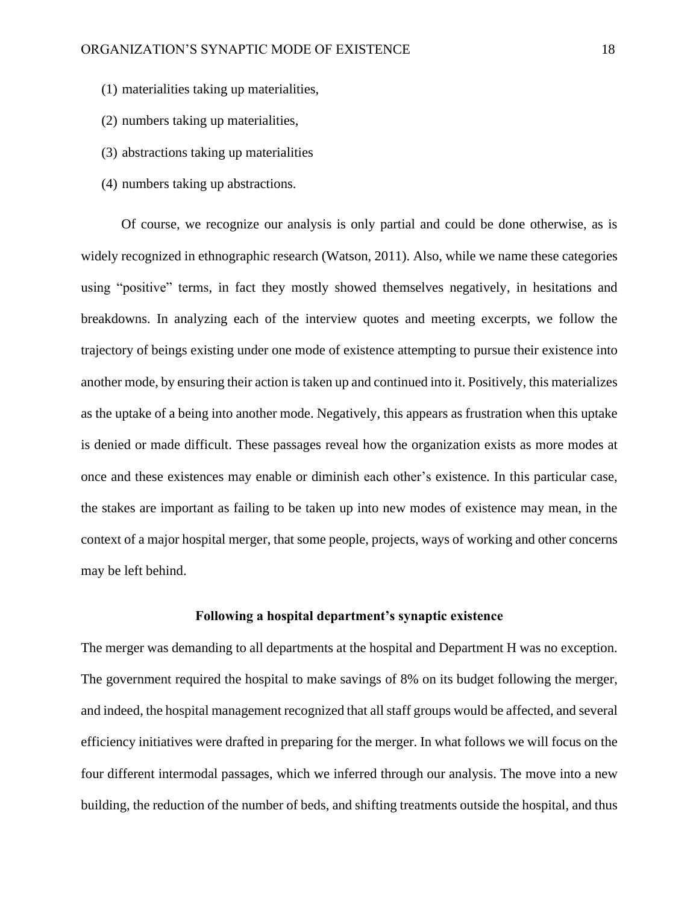(1) materialities taking up materialities,

(2) numbers taking up materialities,

(3) abstractions taking up materialities

(4) numbers taking up abstractions.

Of course, we recognize our analysis is only partial and could be done otherwise, as is widely recognized in ethnographic research (Watson, 2011). Also, while we name these categories using "positive" terms, in fact they mostly showed themselves negatively, in hesitations and breakdowns. In analyzing each of the interview quotes and meeting excerpts, we follow the trajectory of beings existing under one mode of existence attempting to pursue their existence into another mode, by ensuring their action is taken up and continued into it. Positively, this materializes as the uptake of a being into another mode. Negatively, this appears as frustration when this uptake is denied or made difficult. These passages reveal how the organization exists as more modes at once and these existences may enable or diminish each other's existence. In this particular case, the stakes are important as failing to be taken up into new modes of existence may mean, in the context of a major hospital merger, that some people, projects, ways of working and other concerns may be left behind.

## Following a hospital department's synaptic existence

The merger was demanding to all departments at the hospital and Department H was no exception. The government required the hospital to make savings of 8% on its budget following the merger, and indeed, the hospital management recognized that all staff groups would be affected, and several efficiency initiatives were drafted in preparing for the merger. In what follows we will focus on the four different intermodal passages, which we inferred through our analysis. The move into a new building, the reduction of the number of beds, and shifting treatments outside the hospital, and thus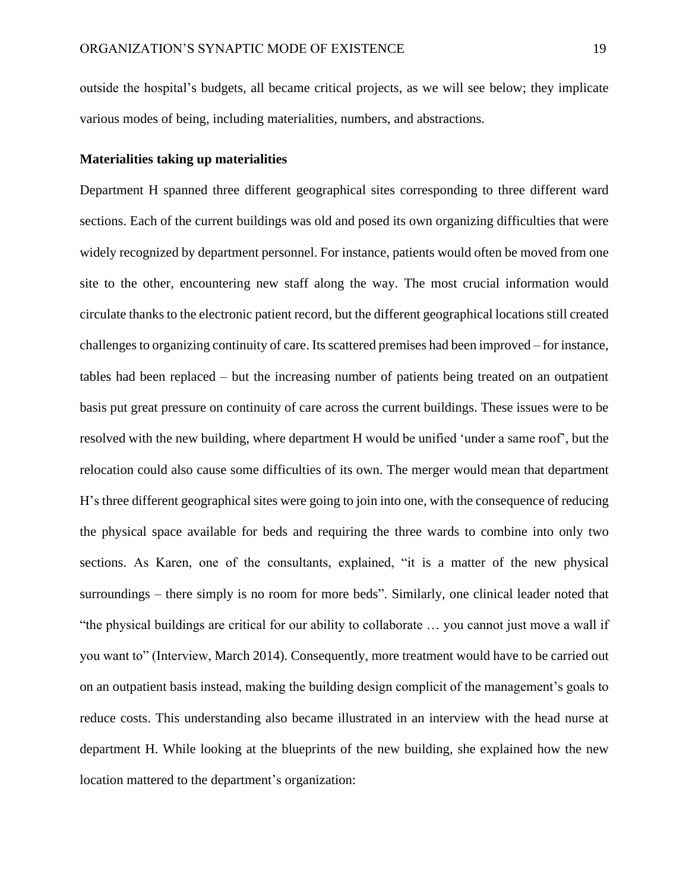outside the hospital's budgets, all became critical projects, as we will see below; they implicate various modes of being, including materialities, numbers, and abstractions.

**Materialities taking up materialities**

Department H spanned three different geographical sites corresponding to three different ward sections. Each of the current buildings was old and posed its own organizing difficulties that were widely recognized by department personnel. For instance, patients would often be moved from one site to the other, encountering new staff along the way. The most crucial information would circulate thanks to the electronic patient record, but the different geographical locations still created challenges to organizing continuity of care. Its scattered premises had been improved – for instance, tables had been replaced – but the increasing number of patients being treated on an outpatient basis put great pressure on continuity of care across the current buildings. These issues were to be resolved with the new building, where department H would be unified 'under a same roof', but the relocation could also cause some difficulties of its own. The merger would mean that department H's three different geographical sites were going to join into one, with the consequence of reducing the physical space available for beds and requiring the three wards to combine into only two sections. As Karen, one of the consultants, explained, "it is a matter of the new physical surroundings – there simply is no room for more beds". Similarly, one clinical leader noted that "the physical buildings are critical for our ability to collaborate … you cannot just move a wall if you want to" (Interview, March 2014). Consequently, more treatment would have to be carried out on an outpatient basis instead, making the building design complicit of the management's goals to reduce costs. This understanding also became illustrated in an interview with the head nurse at department H. While looking at the blueprints of the new building, she explained how the new location mattered to the department's organization: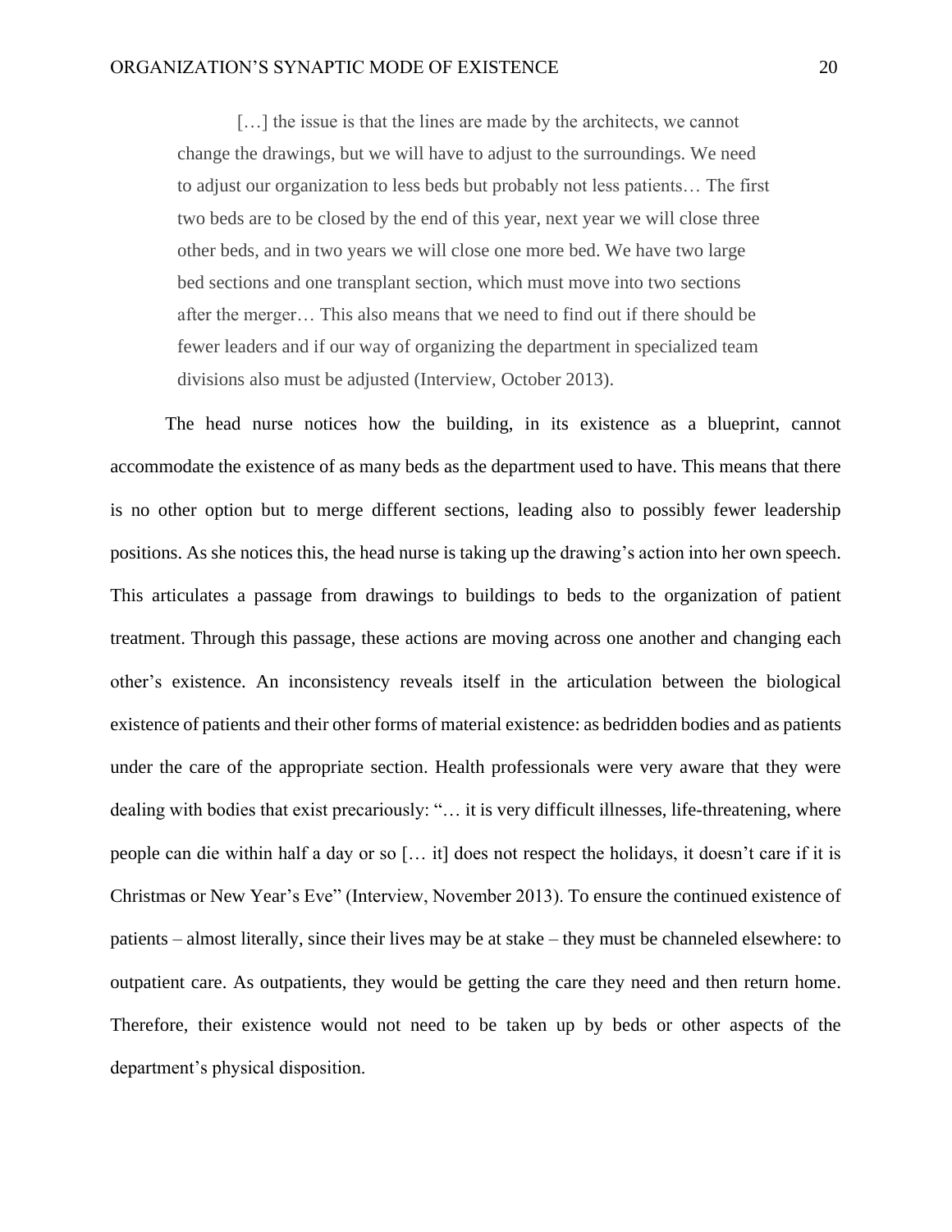> […] the issue is that the lines are made by the architects, we cannot change the drawings, but we will have to adjust to the surroundings. We need to adjust our organization to less beds but probably not less patients… The first two beds are to be closed by the end of this year, next year we will close three other beds, and in two years we will close one more bed. We have two large bed sections and one transplant section, which must move into two sections after the merger… This also means that we need to find out if there should be fewer leaders and if our way of organizing the department in specialized team divisions also must be adjusted (Interview, October 2013).

The head nurse notices how the building, in its existence as a blueprint, cannot accommodate the existence of as many beds as the department used to have. This means that there is no other option but to merge different sections, leading also to possibly fewer leadership positions. As she notices this, the head nurse is taking up the drawing's action into her own speech. This articulates a passage from drawings to buildings to beds to the organization of patient treatment. Through this passage, these actions are moving across one another and changing each other's existence. An inconsistency reveals itself in the articulation between the biological existence of patients and their other forms of material existence: as bedridden bodies and as patients under the care of the appropriate section. Health professionals were very aware that they were dealing with bodies that exist precariously: "… it is very difficult illnesses, life-threatening, where people can die within half a day or so [… it] does not respect the holidays, it doesn't care if it is Christmas or New Year's Eve" (Interview, November 2013). To ensure the continued existence of patients – almost literally, since their lives may be at stake – they must be channeled elsewhere: to outpatient care. As outpatients, they would be getting the care they need and then return home. Therefore, their existence would not need to be taken up by beds or other aspects of the department's physical disposition.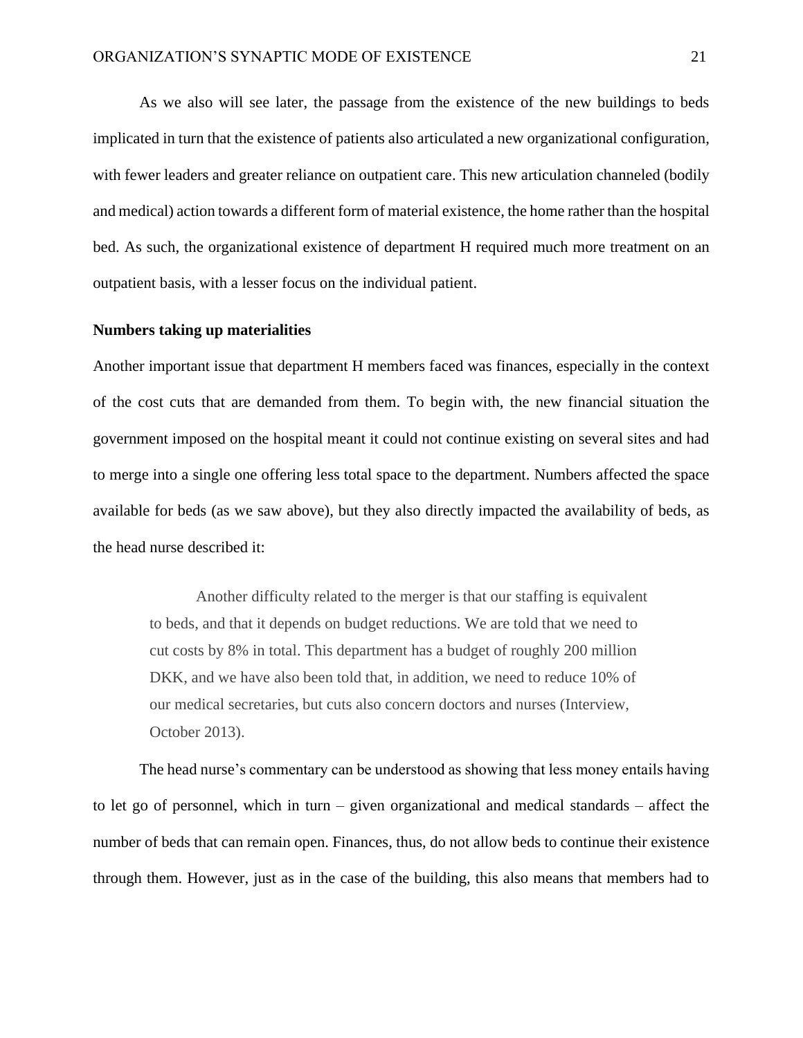As we also will see later, the passage from the existence of the new buildings to beds implicated in turn that the existence of patients also articulated a new organizational configuration, with fewer leaders and greater reliance on outpatient care. This new articulation channeled (bodily and medical) action towards a different form of material existence, the home rather than the hospital bed. As such, the organizational existence of department H required much more treatment on an outpatient basis, with a lesser focus on the individual patient.

**Numbers taking up materialities**

Another important issue that department H members faced was finances, especially in the context of the cost cuts that are demanded from them. To begin with, the new financial situation the government imposed on the hospital meant it could not continue existing on several sites and had to merge into a single one offering less total space to the department. Numbers affected the space available for beds (as we saw above), but they also directly impacted the availability of beds, as the head nurse described it:

> Another difficulty related to the merger is that our staffing is equivalent to beds, and that it depends on budget reductions. We are told that we need to cut costs by 8% in total. This department has a budget of roughly 200 million DKK, and we have also been told that, in addition, we need to reduce 10% of our medical secretaries, but cuts also concern doctors and nurses (Interview, October 2013).

The head nurse's commentary can be understood as showing that less money entails having to let go of personnel, which in turn – given organizational and medical standards – affect the number of beds that can remain open. Finances, thus, do not allow beds to continue their existence through them. However, just as in the case of the building, this also means that members had to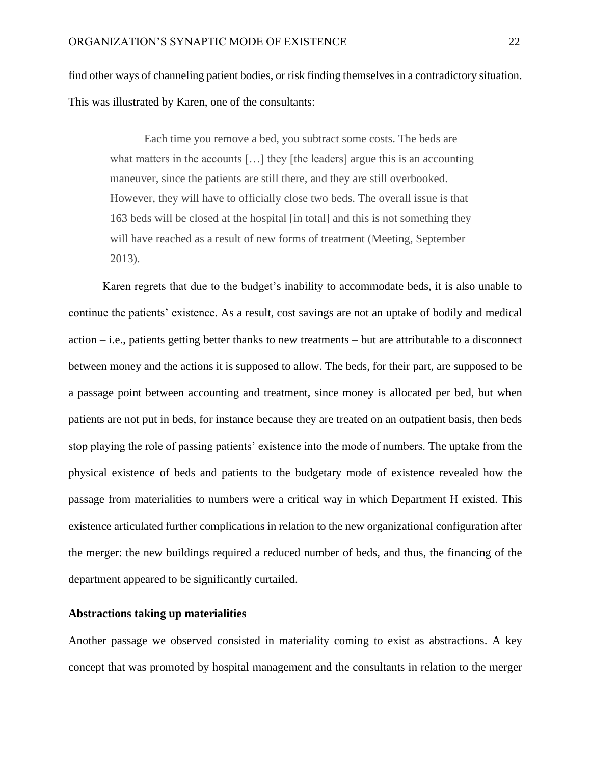find other ways of channeling patient bodies, or risk finding themselves in a contradictory situation. This was illustrated by Karen, one of the consultants:

> Each time you remove a bed, you subtract some costs. The beds are what matters in the accounts […] they [the leaders] argue this is an accounting maneuver, since the patients are still there, and they are still overbooked. However, they will have to officially close two beds. The overall issue is that 163 beds will be closed at the hospital [in total] and this is not something they will have reached as a result of new forms of treatment (Meeting, September 2013).

Karen regrets that due to the budget's inability to accommodate beds, it is also unable to continue the patients' existence. As a result, cost savings are not an uptake of bodily and medical action – i.e., patients getting better thanks to new treatments – but are attributable to a disconnect between money and the actions it is supposed to allow. The beds, for their part, are supposed to be a passage point between accounting and treatment, since money is allocated per bed, but when patients are not put in beds, for instance because they are treated on an outpatient basis, then beds stop playing the role of passing patients' existence into the mode of numbers. The uptake from the physical existence of beds and patients to the budgetary mode of existence revealed how the passage from materialities to numbers were a critical way in which Department H existed. This existence articulated further complications in relation to the new organizational configuration after the merger: the new buildings required a reduced number of beds, and thus, the financing of the department appeared to be significantly curtailed.

**Abstractions taking up materialities**

Another passage we observed consisted in materiality coming to exist as abstractions. A key concept that was promoted by hospital management and the consultants in relation to the merger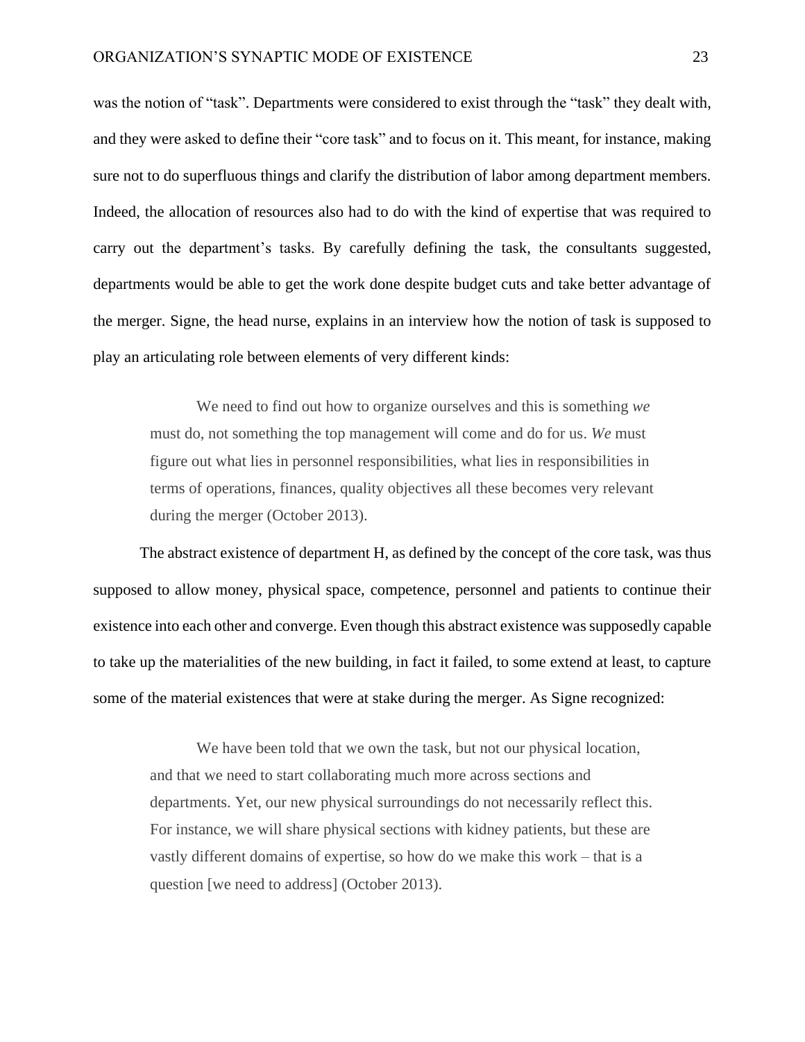was the notion of "task". Departments were considered to exist through the "task" they dealt with, and they were asked to define their "core task" and to focus on it. This meant, for instance, making sure not to do superfluous things and clarify the distribution of labor among department members. Indeed, the allocation of resources also had to do with the kind of expertise that was required to carry out the department's tasks. By carefully defining the task, the consultants suggested, departments would be able to get the work done despite budget cuts and take better advantage of the merger. Signe, the head nurse, explains in an interview how the notion of task is supposed to play an articulating role between elements of very different kinds:

> We need to find out how to organize ourselves and this is something *we* must do, not something the top management will come and do for us. *We* must figure out what lies in personnel responsibilities, what lies in responsibilities in terms of operations, finances, quality objectives all these becomes very relevant during the merger (October 2013).

The abstract existence of department H, as defined by the concept of the core task, was thus supposed to allow money, physical space, competence, personnel and patients to continue their existence into each other and converge. Even though this abstract existence was supposedly capable to take up the materialities of the new building, in fact it failed, to some extend at least, to capture some of the material existences that were at stake during the merger. As Signe recognized:

> We have been told that we own the task, but not our physical location, and that we need to start collaborating much more across sections and departments. Yet, our new physical surroundings do not necessarily reflect this. For instance, we will share physical sections with kidney patients, but these are vastly different domains of expertise, so how do we make this work – that is a question [we need to address] (October 2013).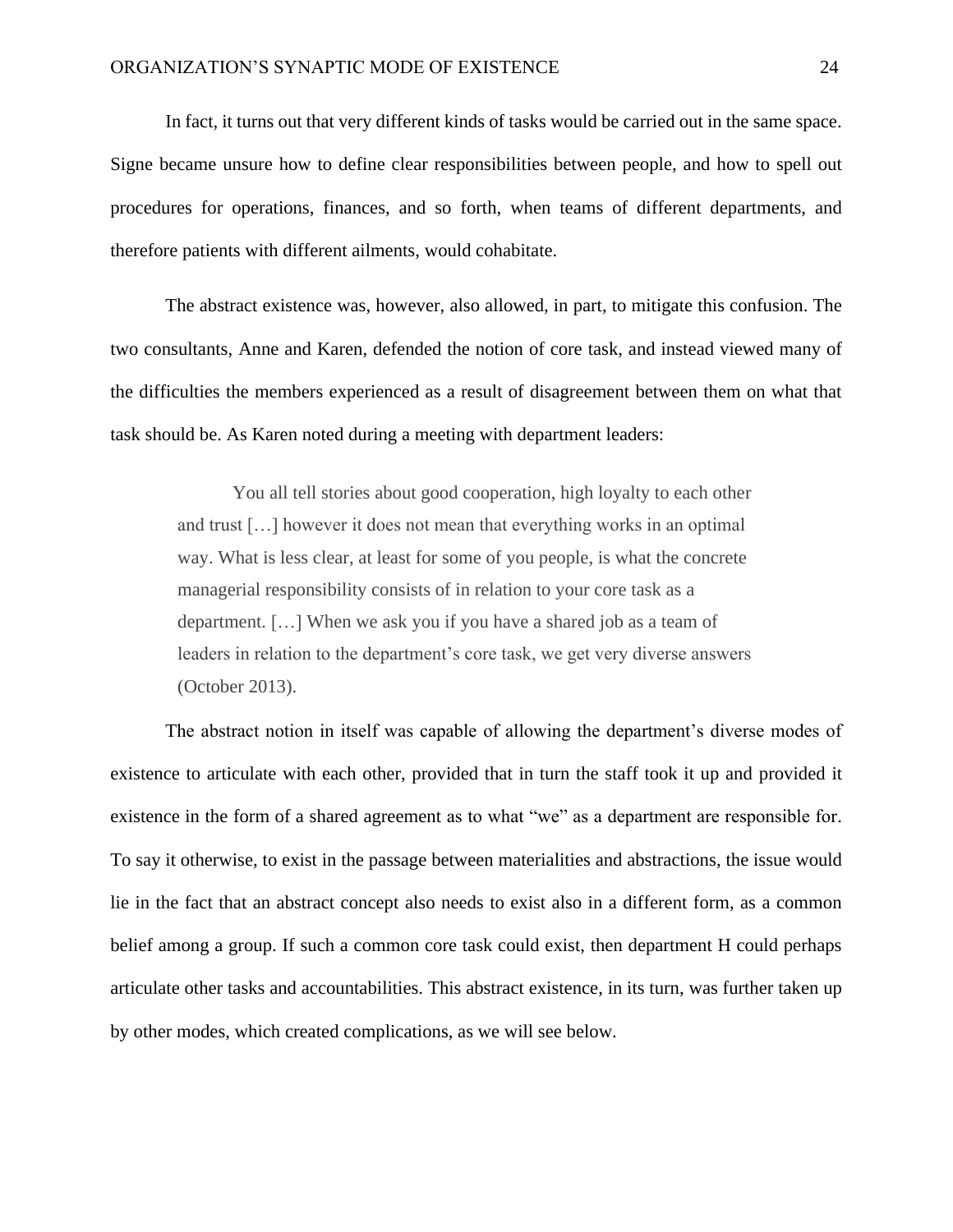In fact, it turns out that very different kinds of tasks would be carried out in the same space. Signe became unsure how to define clear responsibilities between people, and how to spell out procedures for operations, finances, and so forth, when teams of different departments, and therefore patients with different ailments, would cohabitate.

The abstract existence was, however, also allowed, in part, to mitigate this confusion. The two consultants, Anne and Karen, defended the notion of core task, and instead viewed many of the difficulties the members experienced as a result of disagreement between them on what that task should be. As Karen noted during a meeting with department leaders:

> You all tell stories about good cooperation, high loyalty to each other and trust […] however it does not mean that everything works in an optimal way. What is less clear, at least for some of you people, is what the concrete managerial responsibility consists of in relation to your core task as a department. […] When we ask you if you have a shared job as a team of leaders in relation to the department's core task, we get very diverse answers (October 2013).

The abstract notion in itself was capable of allowing the department's diverse modes of existence to articulate with each other, provided that in turn the staff took it up and provided it existence in the form of a shared agreement as to what "we" as a department are responsible for. To say it otherwise, to exist in the passage between materialities and abstractions, the issue would lie in the fact that an abstract concept also needs to exist also in a different form, as a common belief among a group. If such a common core task could exist, then department H could perhaps articulate other tasks and accountabilities. This abstract existence, in its turn, was further taken up by other modes, which created complications, as we will see below.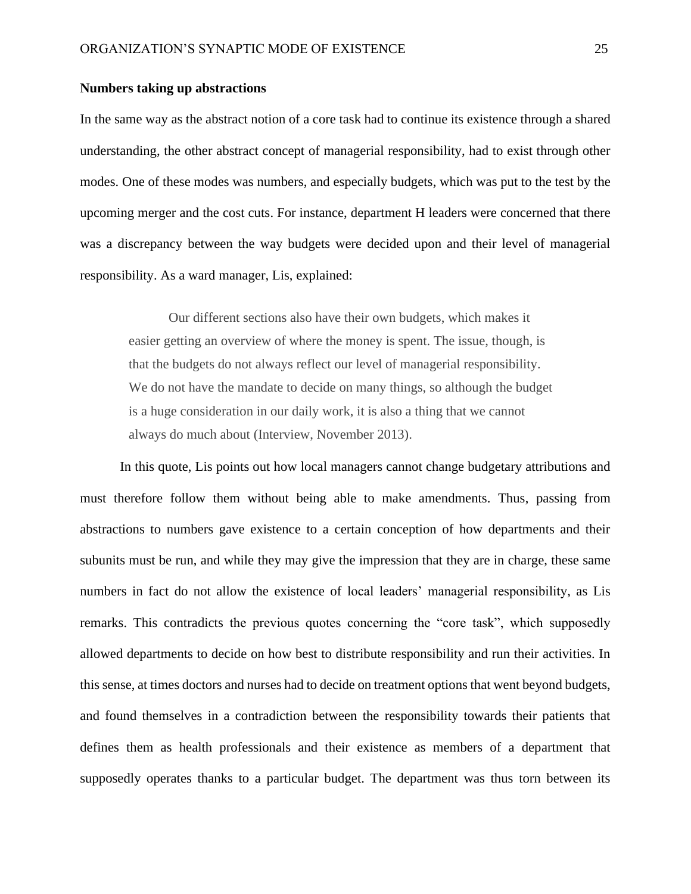**Numbers taking up abstractions**

In the same way as the abstract notion of a core task had to continue its existence through a shared understanding, the other abstract concept of managerial responsibility, had to exist through other modes. One of these modes was numbers, and especially budgets, which was put to the test by the upcoming merger and the cost cuts. For instance, department H leaders were concerned that there was a discrepancy between the way budgets were decided upon and their level of managerial responsibility. As a ward manager, Lis, explained:

> Our different sections also have their own budgets, which makes it easier getting an overview of where the money is spent. The issue, though, is that the budgets do not always reflect our level of managerial responsibility. We do not have the mandate to decide on many things, so although the budget is a huge consideration in our daily work, it is also a thing that we cannot always do much about (Interview, November 2013).

In this quote, Lis points out how local managers cannot change budgetary attributions and must therefore follow them without being able to make amendments. Thus, passing from abstractions to numbers gave existence to a certain conception of how departments and their subunits must be run, and while they may give the impression that they are in charge, these same numbers in fact do not allow the existence of local leaders' managerial responsibility, as Lis remarks. This contradicts the previous quotes concerning the "core task", which supposedly allowed departments to decide on how best to distribute responsibility and run their activities. In this sense, at times doctors and nurses had to decide on treatment options that went beyond budgets, and found themselves in a contradiction between the responsibility towards their patients that defines them as health professionals and their existence as members of a department that supposedly operates thanks to a particular budget. The department was thus torn between its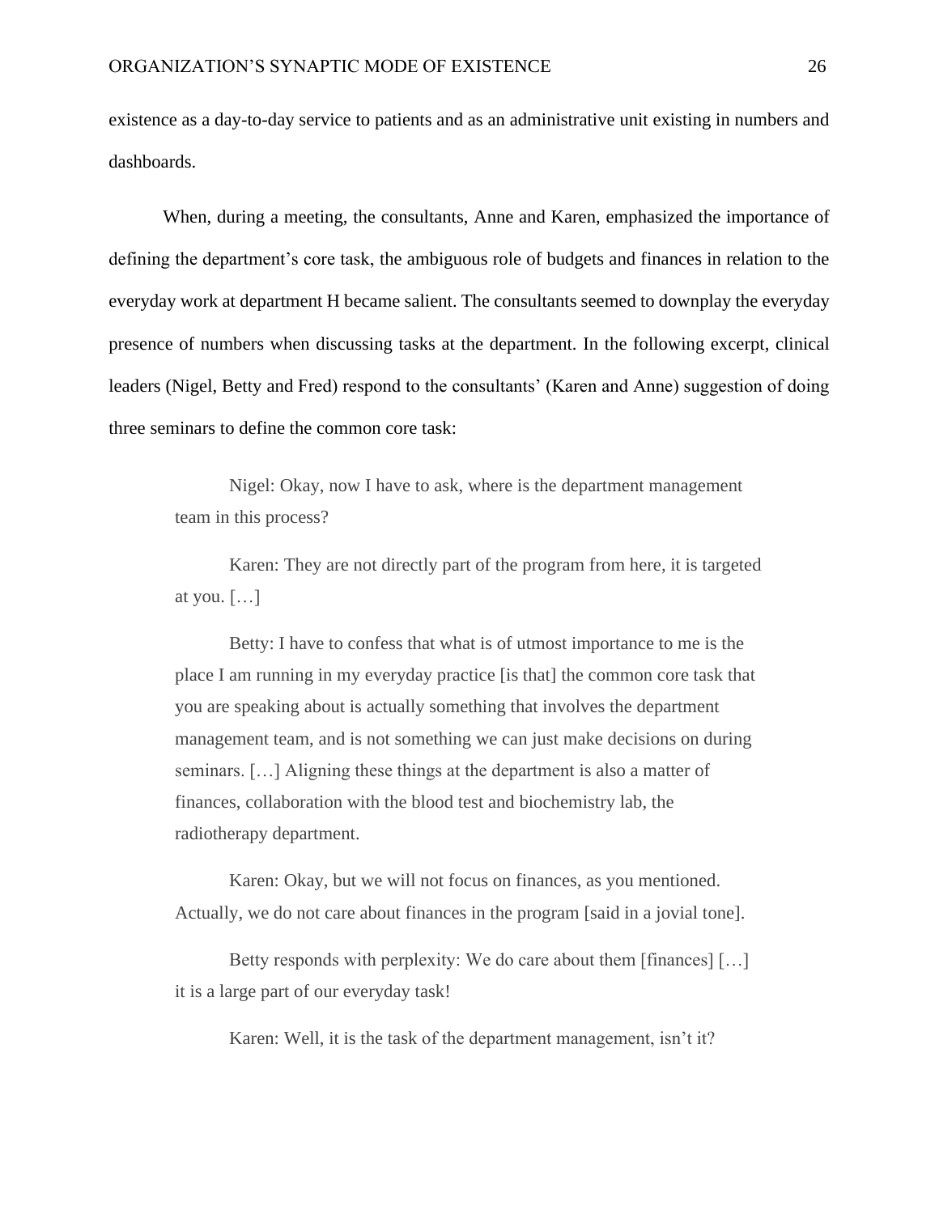existence as a day-to-day service to patients and as an administrative unit existing in numbers and dashboards.

When, during a meeting, the consultants, Anne and Karen, emphasized the importance of defining the department's core task, the ambiguous role of budgets and finances in relation to the everyday work at department H became salient. The consultants seemed to downplay the everyday presence of numbers when discussing tasks at the department. In the following excerpt, clinical leaders (Nigel, Betty and Fred) respond to the consultants' (Karen and Anne) suggestion of doing three seminars to define the common core task:

> Nigel: Okay, now I have to ask, where is the department management team in this process?
>
> Karen: They are not directly part of the program from here, it is targeted at you. […]
>
> Betty: I have to confess that what is of utmost importance to me is the place I am running in my everyday practice [is that] the common core task that you are speaking about is actually something that involves the department management team, and is not something we can just make decisions on during seminars. […] Aligning these things at the department is also a matter of finances, collaboration with the blood test and biochemistry lab, the radiotherapy department.
>
> Karen: Okay, but we will not focus on finances, as you mentioned. Actually, we do not care about finances in the program [said in a jovial tone].
>
> Betty responds with perplexity: We do care about them [finances] […] it is a large part of our everyday task!
>
> Karen: Well, it is the task of the department management, isn't it?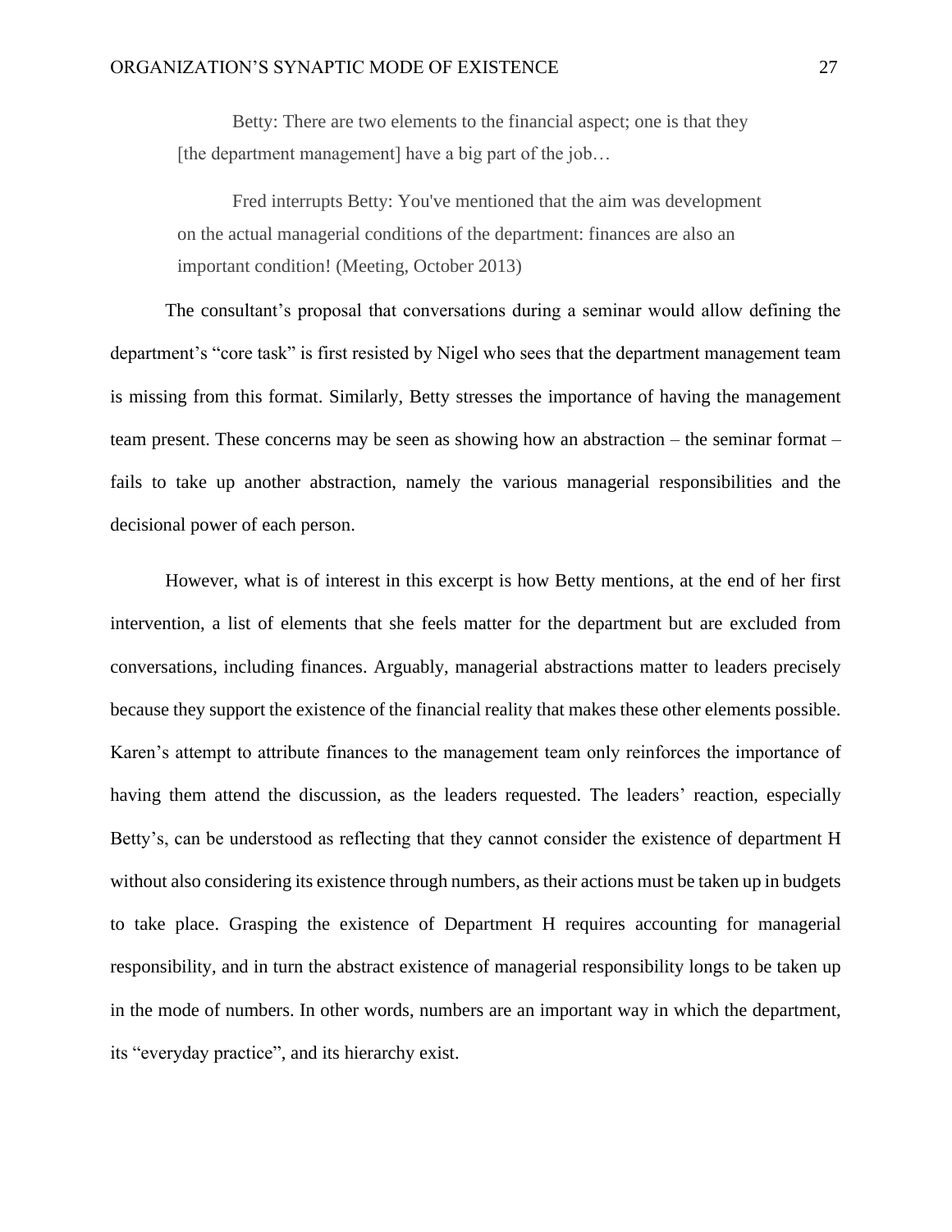> Betty: There are two elements to the financial aspect; one is that they [the department management] have a big part of the job…
>
> Fred interrupts Betty: You've mentioned that the aim was development on the actual managerial conditions of the department: finances are also an important condition! (Meeting, October 2013)

The consultant's proposal that conversations during a seminar would allow defining the department's "core task" is first resisted by Nigel who sees that the department management team is missing from this format. Similarly, Betty stresses the importance of having the management team present. These concerns may be seen as showing how an abstraction – the seminar format – fails to take up another abstraction, namely the various managerial responsibilities and the decisional power of each person.

However, what is of interest in this excerpt is how Betty mentions, at the end of her first intervention, a list of elements that she feels matter for the department but are excluded from conversations, including finances. Arguably, managerial abstractions matter to leaders precisely because they support the existence of the financial reality that makes these other elements possible. Karen's attempt to attribute finances to the management team only reinforces the importance of having them attend the discussion, as the leaders requested. The leaders' reaction, especially Betty's, can be understood as reflecting that they cannot consider the existence of department H without also considering its existence through numbers, as their actions must be taken up in budgets to take place. Grasping the existence of Department H requires accounting for managerial responsibility, and in turn the abstract existence of managerial responsibility longs to be taken up in the mode of numbers. In other words, numbers are an important way in which the department, its "everyday practice", and its hierarchy exist.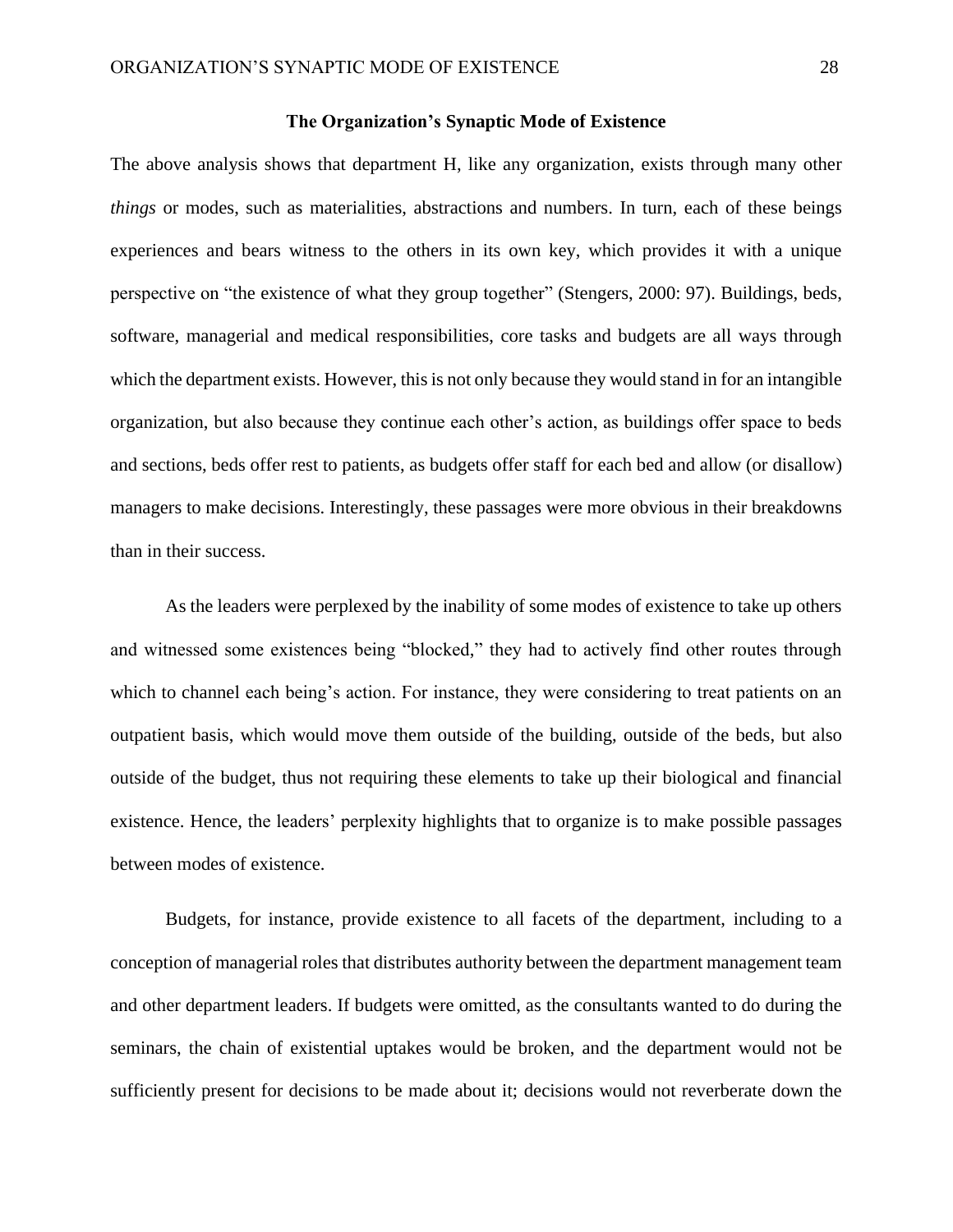## The Organization's Synaptic Mode of Existence

The above analysis shows that department H, like any organization, exists through many other *things* or modes, such as materialities, abstractions and numbers. In turn, each of these beings experiences and bears witness to the others in its own key, which provides it with a unique perspective on "the existence of what they group together" (Stengers, 2000: 97). Buildings, beds, software, managerial and medical responsibilities, core tasks and budgets are all ways through which the department exists. However, this is not only because they would stand in for an intangible organization, but also because they continue each other's action, as buildings offer space to beds and sections, beds offer rest to patients, as budgets offer staff for each bed and allow (or disallow) managers to make decisions. Interestingly, these passages were more obvious in their breakdowns than in their success.

As the leaders were perplexed by the inability of some modes of existence to take up others and witnessed some existences being "blocked," they had to actively find other routes through which to channel each being's action. For instance, they were considering to treat patients on an outpatient basis, which would move them outside of the building, outside of the beds, but also outside of the budget, thus not requiring these elements to take up their biological and financial existence. Hence, the leaders' perplexity highlights that to organize is to make possible passages between modes of existence.

Budgets, for instance, provide existence to all facets of the department, including to a conception of managerial roles that distributes authority between the department management team and other department leaders. If budgets were omitted, as the consultants wanted to do during the seminars, the chain of existential uptakes would be broken, and the department would not be sufficiently present for decisions to be made about it; decisions would not reverberate down the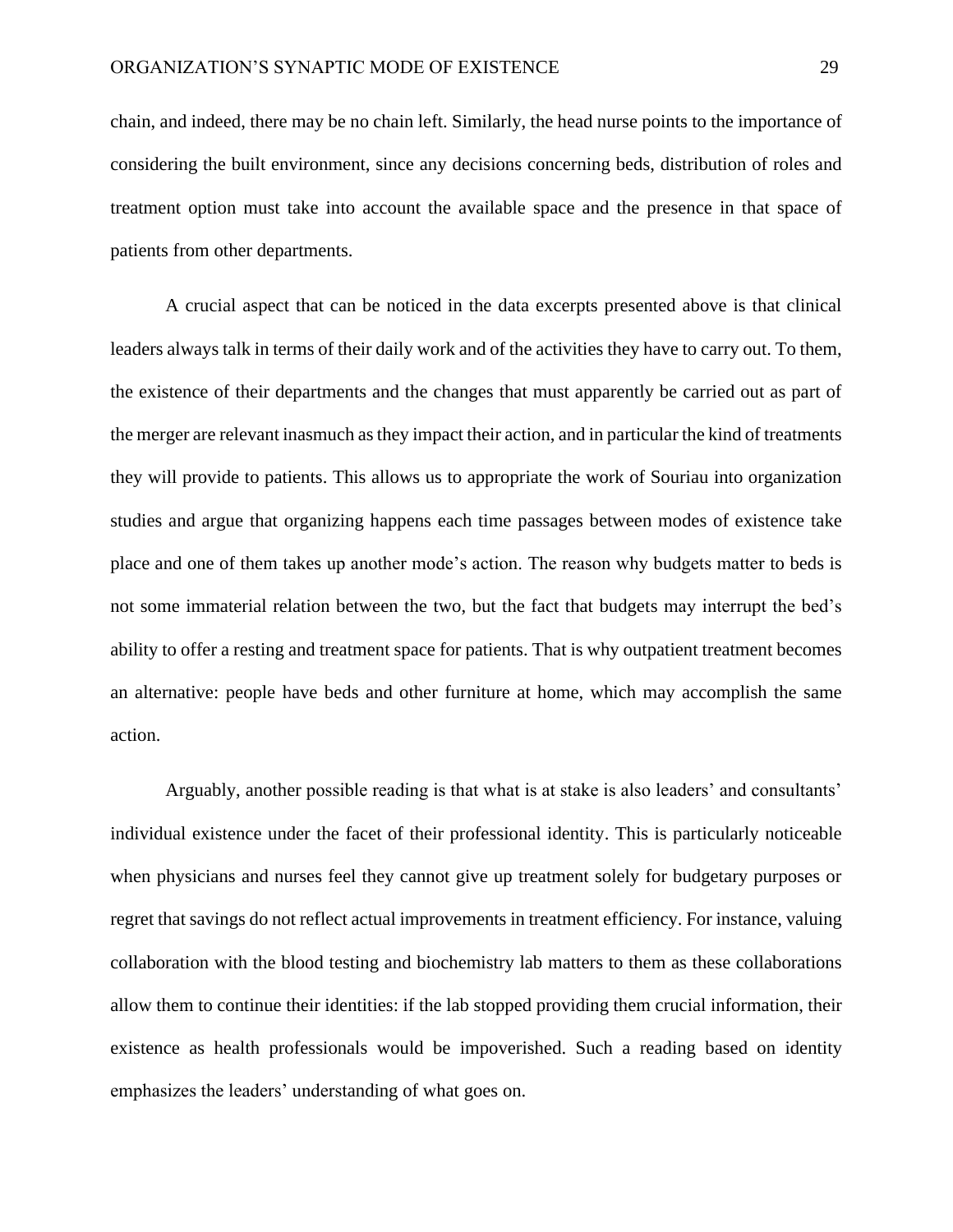chain, and indeed, there may be no chain left. Similarly, the head nurse points to the importance of considering the built environment, since any decisions concerning beds, distribution of roles and treatment option must take into account the available space and the presence in that space of patients from other departments.

A crucial aspect that can be noticed in the data excerpts presented above is that clinical leaders always talk in terms of their daily work and of the activities they have to carry out. To them, the existence of their departments and the changes that must apparently be carried out as part of the merger are relevant inasmuch as they impact their action, and in particular the kind of treatments they will provide to patients. This allows us to appropriate the work of Souriau into organization studies and argue that organizing happens each time passages between modes of existence take place and one of them takes up another mode's action. The reason why budgets matter to beds is not some immaterial relation between the two, but the fact that budgets may interrupt the bed's ability to offer a resting and treatment space for patients. That is why outpatient treatment becomes an alternative: people have beds and other furniture at home, which may accomplish the same action.

Arguably, another possible reading is that what is at stake is also leaders' and consultants' individual existence under the facet of their professional identity. This is particularly noticeable when physicians and nurses feel they cannot give up treatment solely for budgetary purposes or regret that savings do not reflect actual improvements in treatment efficiency. For instance, valuing collaboration with the blood testing and biochemistry lab matters to them as these collaborations allow them to continue their identities: if the lab stopped providing them crucial information, their existence as health professionals would be impoverished. Such a reading based on identity emphasizes the leaders' understanding of what goes on.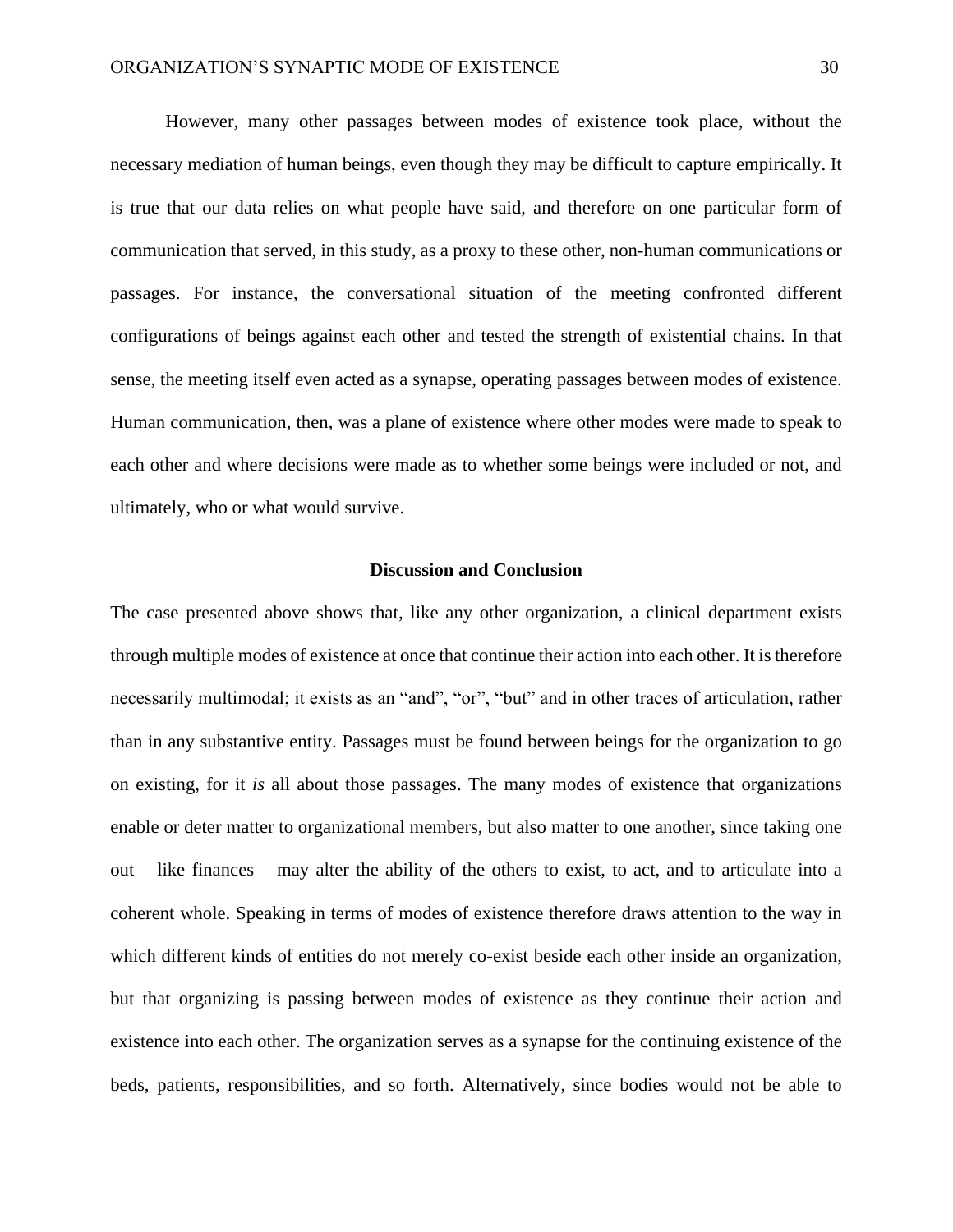However, many other passages between modes of existence took place, without the necessary mediation of human beings, even though they may be difficult to capture empirically. It is true that our data relies on what people have said, and therefore on one particular form of communication that served, in this study, as a proxy to these other, non-human communications or passages. For instance, the conversational situation of the meeting confronted different configurations of beings against each other and tested the strength of existential chains. In that sense, the meeting itself even acted as a synapse, operating passages between modes of existence. Human communication, then, was a plane of existence where other modes were made to speak to each other and where decisions were made as to whether some beings were included or not, and ultimately, who or what would survive.

## Discussion and Conclusion

The case presented above shows that, like any other organization, a clinical department exists through multiple modes of existence at once that continue their action into each other. It is therefore necessarily multimodal; it exists as an "and", "or", "but" and in other traces of articulation, rather than in any substantive entity. Passages must be found between beings for the organization to go on existing, for it *is* all about those passages. The many modes of existence that organizations enable or deter matter to organizational members, but also matter to one another, since taking one out – like finances – may alter the ability of the others to exist, to act, and to articulate into a coherent whole. Speaking in terms of modes of existence therefore draws attention to the way in which different kinds of entities do not merely co-exist beside each other inside an organization, but that organizing is passing between modes of existence as they continue their action and existence into each other. The organization serves as a synapse for the continuing existence of the beds, patients, responsibilities, and so forth. Alternatively, since bodies would not be able to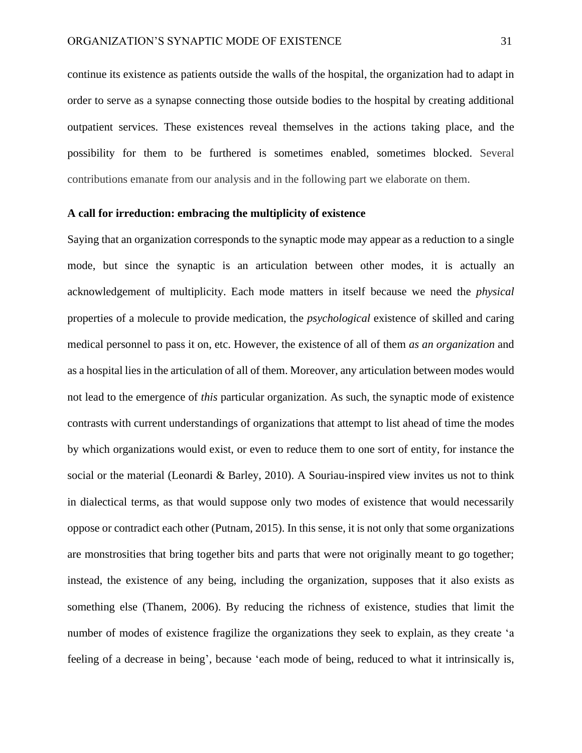continue its existence as patients outside the walls of the hospital, the organization had to adapt in order to serve as a synapse connecting those outside bodies to the hospital by creating additional outpatient services. These existences reveal themselves in the actions taking place, and the possibility for them to be furthered is sometimes enabled, sometimes blocked. Several contributions emanate from our analysis and in the following part we elaborate on them.

**A call for irreduction: embracing the multiplicity of existence**

Saying that an organization corresponds to the synaptic mode may appear as a reduction to a single mode, but since the synaptic is an articulation between other modes, it is actually an acknowledgement of multiplicity. Each mode matters in itself because we need the *physical* properties of a molecule to provide medication, the *psychological* existence of skilled and caring medical personnel to pass it on, etc. However, the existence of all of them *as an organization* and as a hospital lies in the articulation of all of them. Moreover, any articulation between modes would not lead to the emergence of *this* particular organization. As such, the synaptic mode of existence contrasts with current understandings of organizations that attempt to list ahead of time the modes by which organizations would exist, or even to reduce them to one sort of entity, for instance the social or the material (Leonardi & Barley, 2010). A Souriau-inspired view invites us not to think in dialectical terms, as that would suppose only two modes of existence that would necessarily oppose or contradict each other (Putnam, 2015). In this sense, it is not only that some organizations are monstrosities that bring together bits and parts that were not originally meant to go together; instead, the existence of any being, including the organization, supposes that it also exists as something else (Thanem, 2006). By reducing the richness of existence, studies that limit the number of modes of existence fragilize the organizations they seek to explain, as they create 'a feeling of a decrease in being', because 'each mode of being, reduced to what it intrinsically is,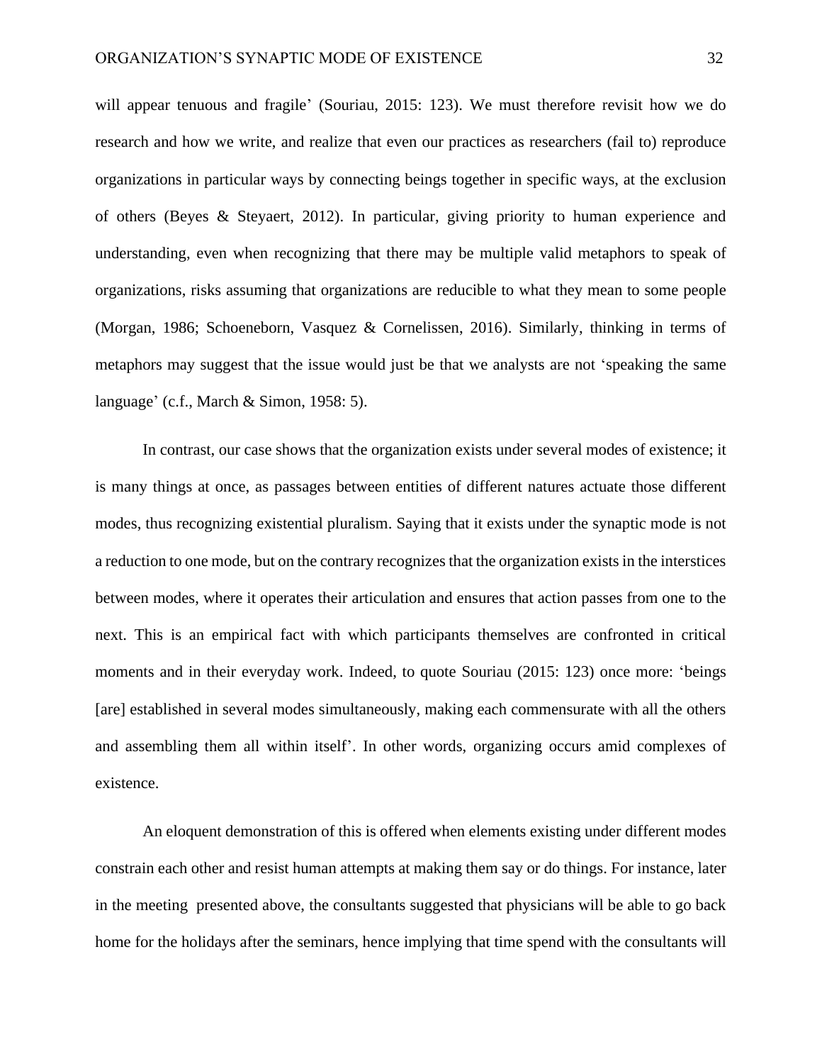will appear tenuous and fragile' (Souriau, 2015: 123). We must therefore revisit how we do research and how we write, and realize that even our practices as researchers (fail to) reproduce organizations in particular ways by connecting beings together in specific ways, at the exclusion of others (Beyes & Steyaert, 2012). In particular, giving priority to human experience and understanding, even when recognizing that there may be multiple valid metaphors to speak of organizations, risks assuming that organizations are reducible to what they mean to some people (Morgan, 1986; Schoeneborn, Vasquez & Cornelissen, 2016). Similarly, thinking in terms of metaphors may suggest that the issue would just be that we analysts are not 'speaking the same language' (c.f., March & Simon, 1958: 5).

In contrast, our case shows that the organization exists under several modes of existence; it is many things at once, as passages between entities of different natures actuate those different modes, thus recognizing existential pluralism. Saying that it exists under the synaptic mode is not a reduction to one mode, but on the contrary recognizes that the organization exists in the interstices between modes, where it operates their articulation and ensures that action passes from one to the next. This is an empirical fact with which participants themselves are confronted in critical moments and in their everyday work. Indeed, to quote Souriau (2015: 123) once more: 'beings [are] established in several modes simultaneously, making each commensurate with all the others and assembling them all within itself'. In other words, organizing occurs amid complexes of existence.

An eloquent demonstration of this is offered when elements existing under different modes constrain each other and resist human attempts at making them say or do things. For instance, later in the meeting presented above, the consultants suggested that physicians will be able to go back home for the holidays after the seminars, hence implying that time spend with the consultants will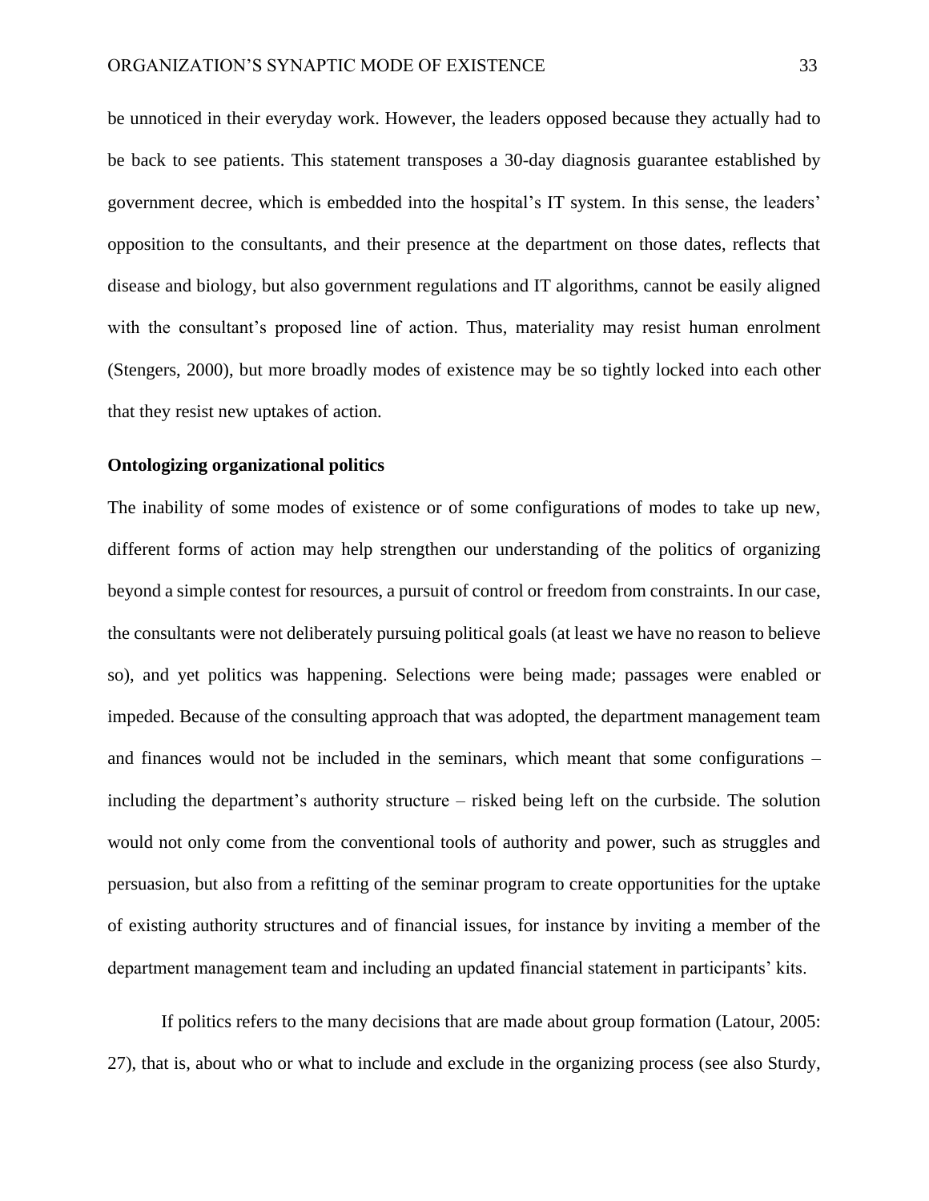be unnoticed in their everyday work. However, the leaders opposed because they actually had to be back to see patients. This statement transposes a 30-day diagnosis guarantee established by government decree, which is embedded into the hospital's IT system. In this sense, the leaders' opposition to the consultants, and their presence at the department on those dates, reflects that disease and biology, but also government regulations and IT algorithms, cannot be easily aligned with the consultant's proposed line of action. Thus, materiality may resist human enrolment (Stengers, 2000), but more broadly modes of existence may be so tightly locked into each other that they resist new uptakes of action.

**Ontologizing organizational politics**

The inability of some modes of existence or of some configurations of modes to take up new, different forms of action may help strengthen our understanding of the politics of organizing beyond a simple contest for resources, a pursuit of control or freedom from constraints. In our case, the consultants were not deliberately pursuing political goals (at least we have no reason to believe so), and yet politics was happening. Selections were being made; passages were enabled or impeded. Because of the consulting approach that was adopted, the department management team and finances would not be included in the seminars, which meant that some configurations – including the department's authority structure – risked being left on the curbside. The solution would not only come from the conventional tools of authority and power, such as struggles and persuasion, but also from a refitting of the seminar program to create opportunities for the uptake of existing authority structures and of financial issues, for instance by inviting a member of the department management team and including an updated financial statement in participants' kits.

If politics refers to the many decisions that are made about group formation (Latour, 2005: 27), that is, about who or what to include and exclude in the organizing process (see also Sturdy,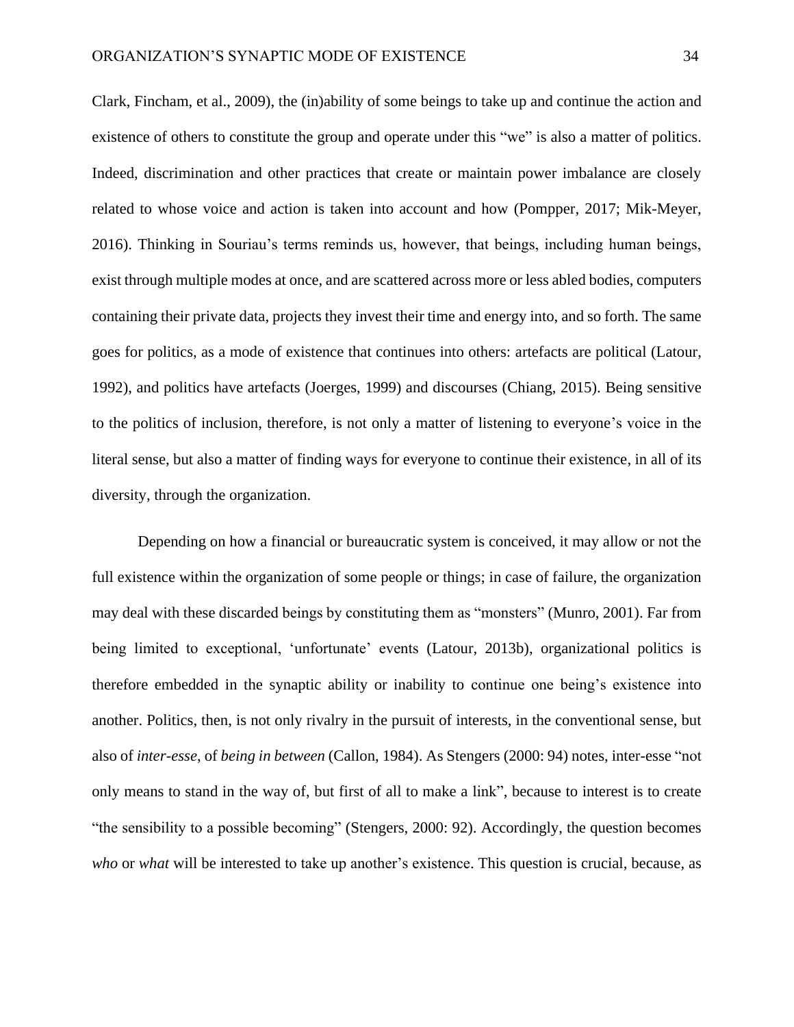Clark, Fincham, et al., 2009), the (in)ability of some beings to take up and continue the action and existence of others to constitute the group and operate under this "we" is also a matter of politics. Indeed, discrimination and other practices that create or maintain power imbalance are closely related to whose voice and action is taken into account and how (Pompper, 2017; Mik-Meyer, 2016). Thinking in Souriau's terms reminds us, however, that beings, including human beings, exist through multiple modes at once, and are scattered across more or less abled bodies, computers containing their private data, projects they invest their time and energy into, and so forth. The same goes for politics, as a mode of existence that continues into others: artefacts are political (Latour, 1992), and politics have artefacts (Joerges, 1999) and discourses (Chiang, 2015). Being sensitive to the politics of inclusion, therefore, is not only a matter of listening to everyone's voice in the literal sense, but also a matter of finding ways for everyone to continue their existence, in all of its diversity, through the organization.

Depending on how a financial or bureaucratic system is conceived, it may allow or not the full existence within the organization of some people or things; in case of failure, the organization may deal with these discarded beings by constituting them as "monsters" (Munro, 2001). Far from being limited to exceptional, 'unfortunate' events (Latour, 2013b), organizational politics is therefore embedded in the synaptic ability or inability to continue one being's existence into another. Politics, then, is not only rivalry in the pursuit of interests, in the conventional sense, but also of *inter-esse*, of *being in between* (Callon, 1984). As Stengers (2000: 94) notes, inter-esse "not only means to stand in the way of, but first of all to make a link", because to interest is to create "the sensibility to a possible becoming" (Stengers, 2000: 92). Accordingly, the question becomes *who* or *what* will be interested to take up another's existence. This question is crucial, because, as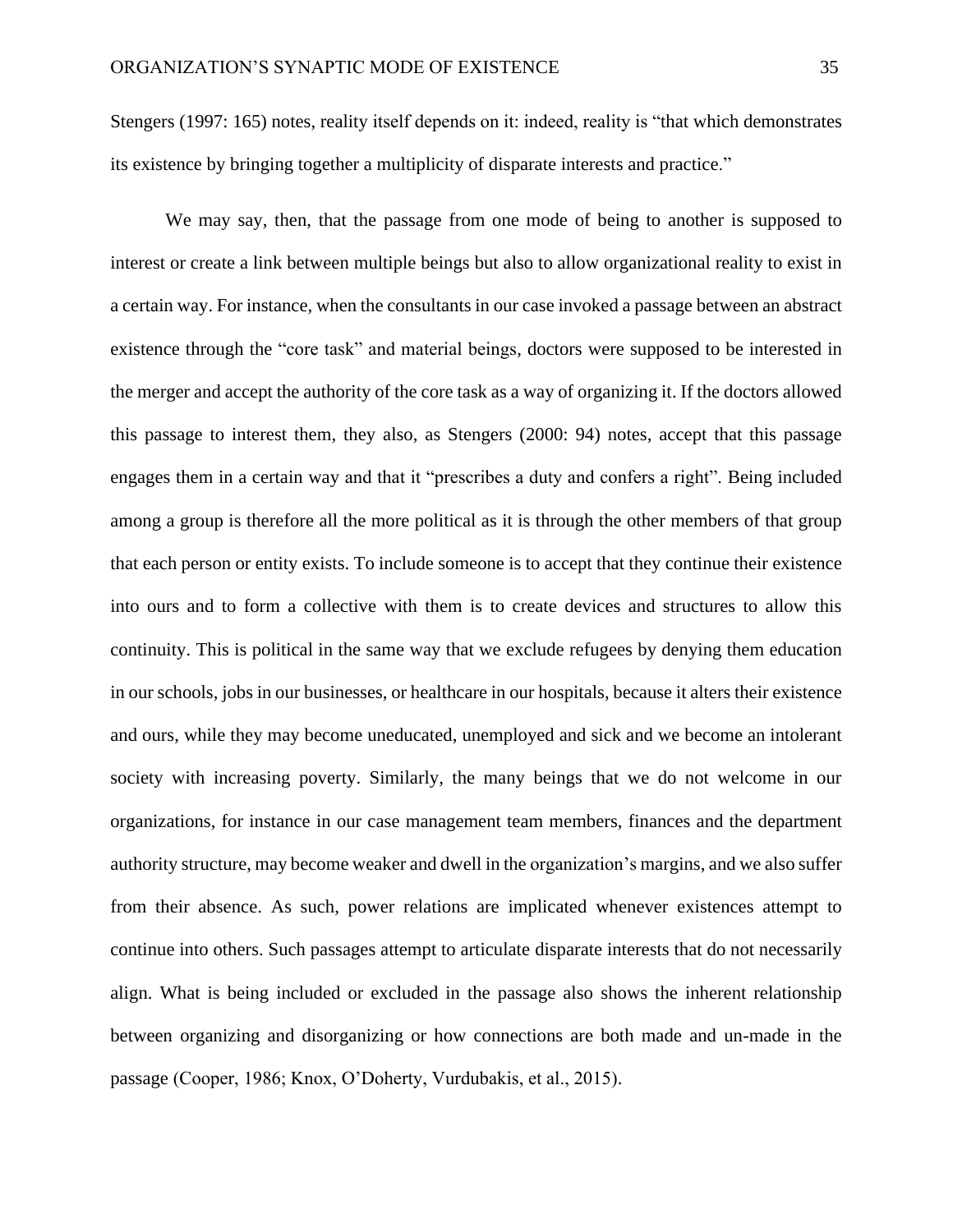Stengers (1997: 165) notes, reality itself depends on it: indeed, reality is "that which demonstrates its existence by bringing together a multiplicity of disparate interests and practice."

We may say, then, that the passage from one mode of being to another is supposed to interest or create a link between multiple beings but also to allow organizational reality to exist in a certain way. For instance, when the consultants in our case invoked a passage between an abstract existence through the "core task" and material beings, doctors were supposed to be interested in the merger and accept the authority of the core task as a way of organizing it. If the doctors allowed this passage to interest them, they also, as Stengers (2000: 94) notes, accept that this passage engages them in a certain way and that it "prescribes a duty and confers a right". Being included among a group is therefore all the more political as it is through the other members of that group that each person or entity exists. To include someone is to accept that they continue their existence into ours and to form a collective with them is to create devices and structures to allow this continuity. This is political in the same way that we exclude refugees by denying them education in our schools, jobs in our businesses, or healthcare in our hospitals, because it alters their existence and ours, while they may become uneducated, unemployed and sick and we become an intolerant society with increasing poverty. Similarly, the many beings that we do not welcome in our organizations, for instance in our case management team members, finances and the department authority structure, may become weaker and dwell in the organization's margins, and we also suffer from their absence. As such, power relations are implicated whenever existences attempt to continue into others. Such passages attempt to articulate disparate interests that do not necessarily align. What is being included or excluded in the passage also shows the inherent relationship between organizing and disorganizing or how connections are both made and un-made in the passage (Cooper, 1986; Knox, O'Doherty, Vurdubakis, et al., 2015).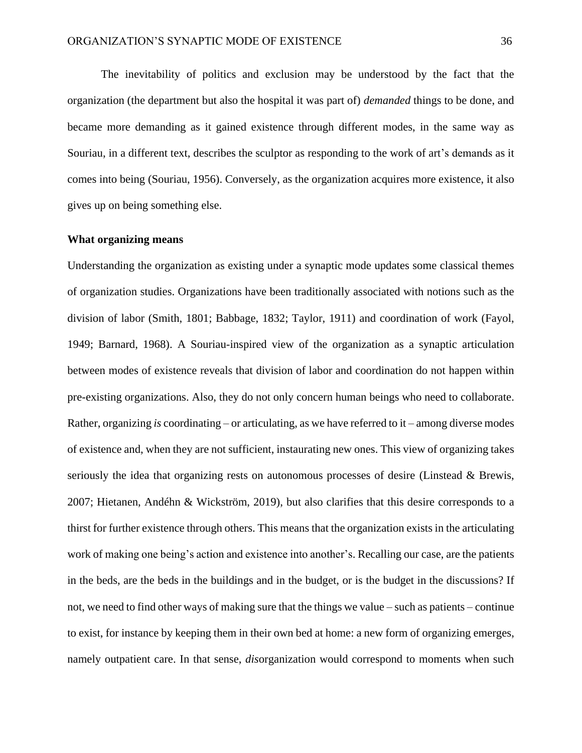The inevitability of politics and exclusion may be understood by the fact that the organization (the department but also the hospital it was part of) *demanded* things to be done, and became more demanding as it gained existence through different modes, in the same way as Souriau, in a different text, describes the sculptor as responding to the work of art's demands as it comes into being (Souriau, 1956). Conversely, as the organization acquires more existence, it also gives up on being something else.

**What organizing means**

Understanding the organization as existing under a synaptic mode updates some classical themes of organization studies. Organizations have been traditionally associated with notions such as the division of labor (Smith, 1801; Babbage, 1832; Taylor, 1911) and coordination of work (Fayol, 1949; Barnard, 1968). A Souriau-inspired view of the organization as a synaptic articulation between modes of existence reveals that division of labor and coordination do not happen within pre-existing organizations. Also, they do not only concern human beings who need to collaborate. Rather, organizing *is* coordinating – or articulating, as we have referred to it – among diverse modes of existence and, when they are not sufficient, instaurating new ones. This view of organizing takes seriously the idea that organizing rests on autonomous processes of desire (Linstead & Brewis, 2007; Hietanen, Andéhn & Wickström, 2019), but also clarifies that this desire corresponds to a thirst for further existence through others. This means that the organization exists in the articulating work of making one being's action and existence into another's. Recalling our case, are the patients in the beds, are the beds in the buildings and in the budget, or is the budget in the discussions? If not, we need to find other ways of making sure that the things we value – such as patients – continue to exist, for instance by keeping them in their own bed at home: a new form of organizing emerges, namely outpatient care. In that sense, *dis*organization would correspond to moments when such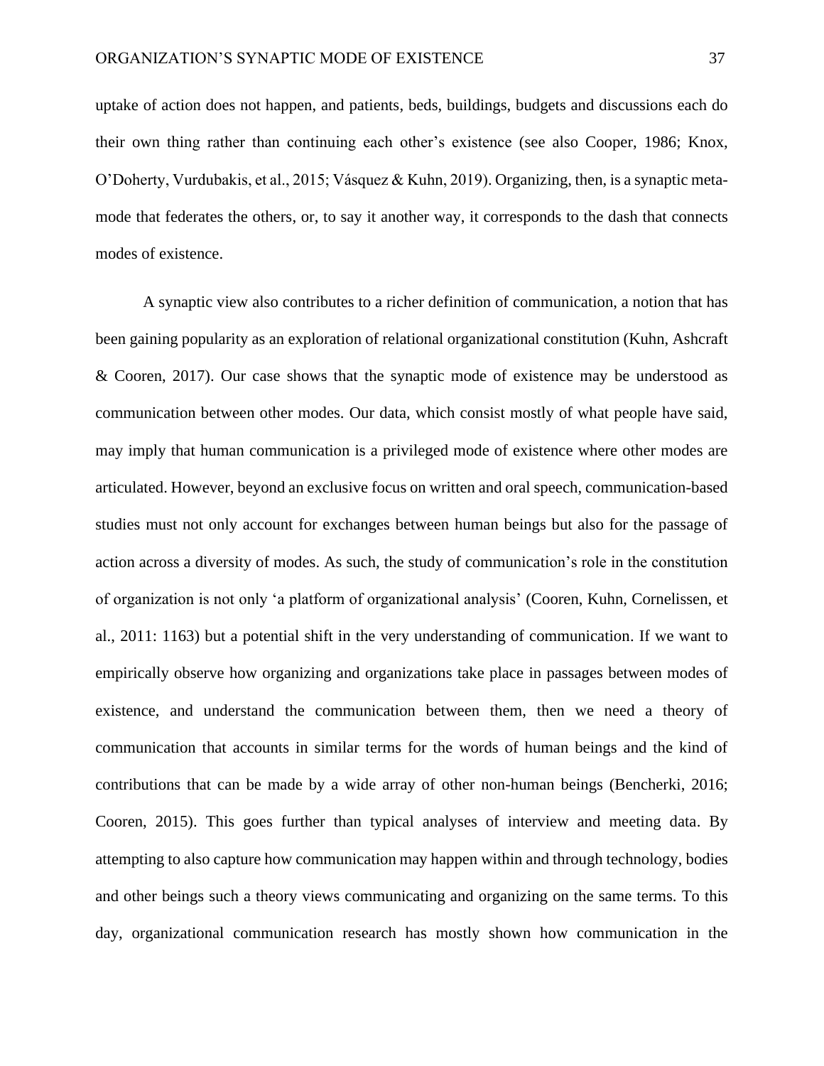uptake of action does not happen, and patients, beds, buildings, budgets and discussions each do their own thing rather than continuing each other's existence (see also Cooper, 1986; Knox, O'Doherty, Vurdubakis, et al., 2015; Vásquez & Kuhn, 2019). Organizing, then, is a synaptic meta-mode that federates the others, or, to say it another way, it corresponds to the dash that connects modes of existence.

A synaptic view also contributes to a richer definition of communication, a notion that has been gaining popularity as an exploration of relational organizational constitution (Kuhn, Ashcraft & Cooren, 2017). Our case shows that the synaptic mode of existence may be understood as communication between other modes. Our data, which consist mostly of what people have said, may imply that human communication is a privileged mode of existence where other modes are articulated. However, beyond an exclusive focus on written and oral speech, communication-based studies must not only account for exchanges between human beings but also for the passage of action across a diversity of modes. As such, the study of communication's role in the constitution of organization is not only 'a platform of organizational analysis' (Cooren, Kuhn, Cornelissen, et al., 2011: 1163) but a potential shift in the very understanding of communication. If we want to empirically observe how organizing and organizations take place in passages between modes of existence, and understand the communication between them, then we need a theory of communication that accounts in similar terms for the words of human beings and the kind of contributions that can be made by a wide array of other non-human beings (Bencherki, 2016; Cooren, 2015). This goes further than typical analyses of interview and meeting data. By attempting to also capture how communication may happen within and through technology, bodies and other beings such a theory views communicating and organizing on the same terms. To this day, organizational communication research has mostly shown how communication in the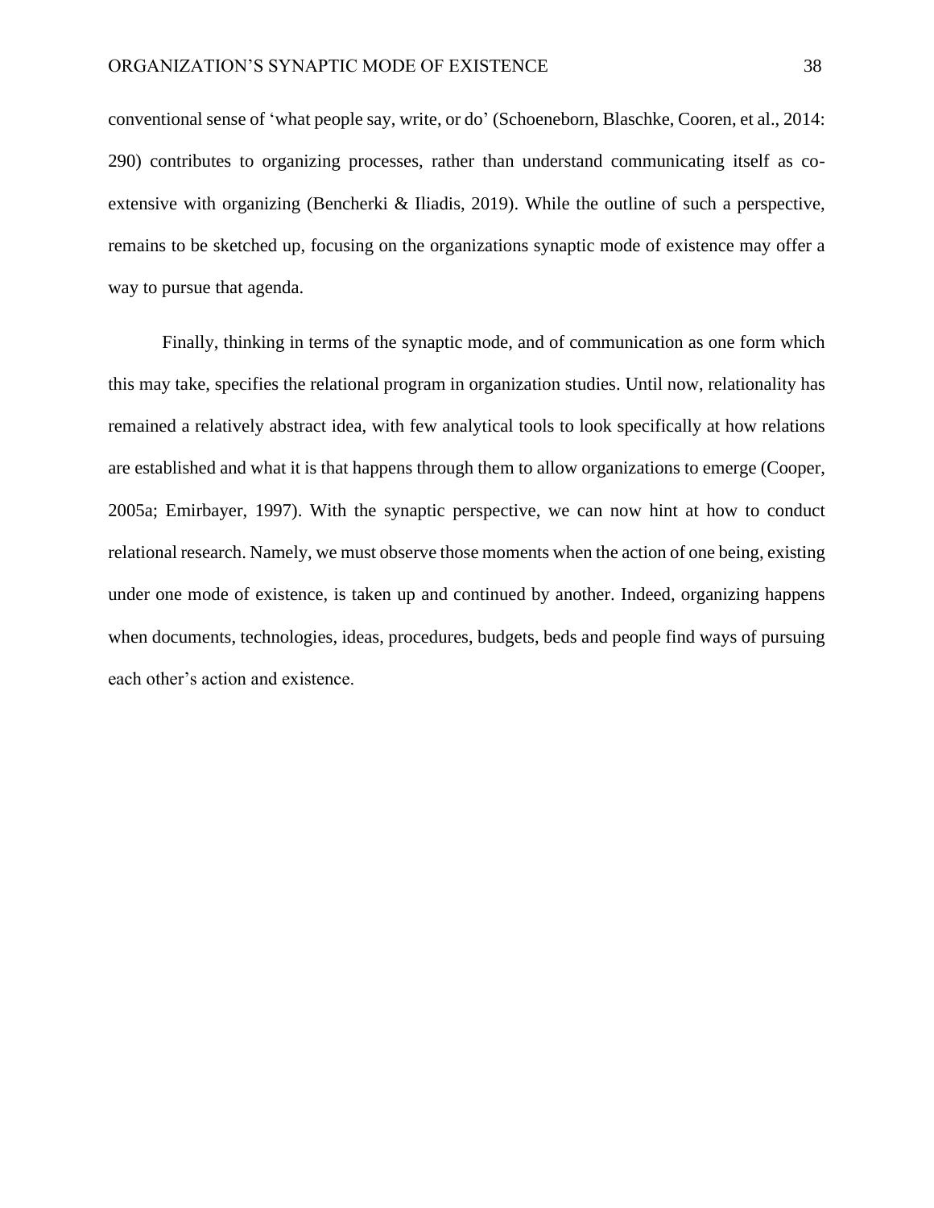conventional sense of 'what people say, write, or do' (Schoeneborn, Blaschke, Cooren, et al., 2014: 290) contributes to organizing processes, rather than understand communicating itself as co-extensive with organizing (Bencherki & Iliadis, 2019). While the outline of such a perspective, remains to be sketched up, focusing on the organizations synaptic mode of existence may offer a way to pursue that agenda.

Finally, thinking in terms of the synaptic mode, and of communication as one form which this may take, specifies the relational program in organization studies. Until now, relationality has remained a relatively abstract idea, with few analytical tools to look specifically at how relations are established and what it is that happens through them to allow organizations to emerge (Cooper, 2005a; Emirbayer, 1997). With the synaptic perspective, we can now hint at how to conduct relational research. Namely, we must observe those moments when the action of one being, existing under one mode of existence, is taken up and continued by another. Indeed, organizing happens when documents, technologies, ideas, procedures, budgets, beds and people find ways of pursuing each other's action and existence.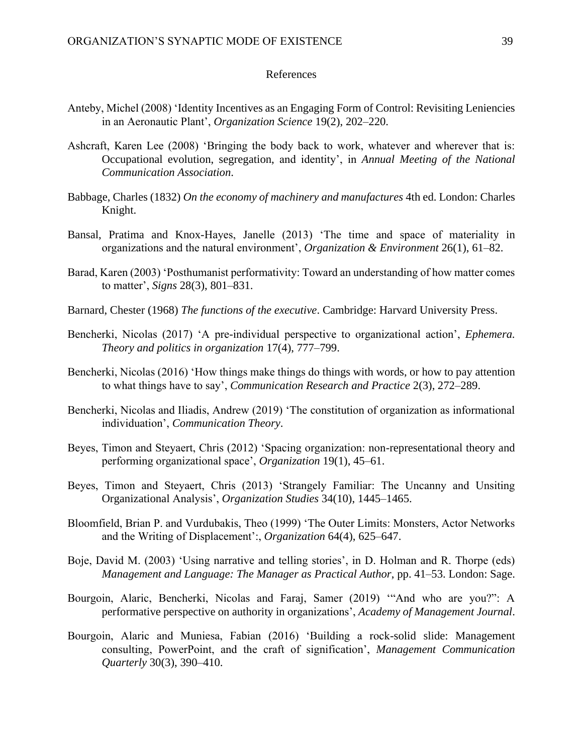## References

Anteby, Michel (2008) 'Identity Incentives as an Engaging Form of Control: Revisiting Leniencies in an Aeronautic Plant', *Organization Science* 19(2), 202–220.

Ashcraft, Karen Lee (2008) 'Bringing the body back to work, whatever and wherever that is: Occupational evolution, segregation, and identity', in *Annual Meeting of the National Communication Association*.

Babbage, Charles (1832) *On the economy of machinery and manufactures* 4th ed. London: Charles Knight.

Bansal, Pratima and Knox-Hayes, Janelle (2013) 'The time and space of materiality in organizations and the natural environment', *Organization & Environment* 26(1), 61–82.

Barad, Karen (2003) 'Posthumanist performativity: Toward an understanding of how matter comes to matter', *Signs* 28(3), 801–831.

Barnard, Chester (1968) *The functions of the executive*. Cambridge: Harvard University Press.

Bencherki, Nicolas (2017) 'A pre-individual perspective to organizational action', *Ephemera. Theory and politics in organization* 17(4), 777–799.

Bencherki, Nicolas (2016) 'How things make things do things with words, or how to pay attention to what things have to say', *Communication Research and Practice* 2(3), 272–289.

Bencherki, Nicolas and Iliadis, Andrew (2019) 'The constitution of organization as informational individuation', *Communication Theory*.

Beyes, Timon and Steyaert, Chris (2012) 'Spacing organization: non-representational theory and performing organizational space', *Organization* 19(1), 45–61.

Beyes, Timon and Steyaert, Chris (2013) 'Strangely Familiar: The Uncanny and Unsiting Organizational Analysis', *Organization Studies* 34(10), 1445–1465.

Bloomfield, Brian P. and Vurdubakis, Theo (1999) 'The Outer Limits: Monsters, Actor Networks and the Writing of Displacement':, *Organization* 64(4), 625–647.

Boje, David M. (2003) 'Using narrative and telling stories', in D. Holman and R. Thorpe (eds) *Management and Language: The Manager as Practical Author*, pp. 41–53. London: Sage.

Bourgoin, Alaric, Bencherki, Nicolas and Faraj, Samer (2019) '"And who are you?": A performative perspective on authority in organizations', *Academy of Management Journal*.

Bourgoin, Alaric and Muniesa, Fabian (2016) 'Building a rock-solid slide: Management consulting, PowerPoint, and the craft of signification', *Management Communication Quarterly* 30(3), 390–410.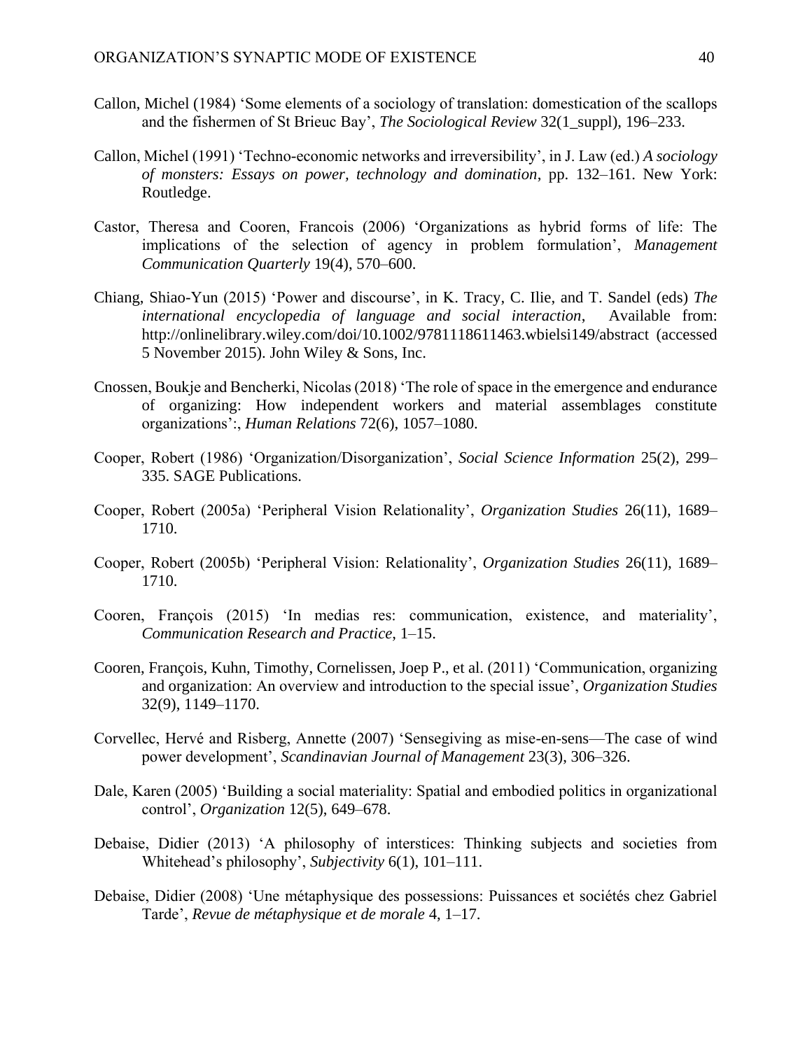Callon, Michel (1984) 'Some elements of a sociology of translation: domestication of the scallops and the fishermen of St Brieuc Bay', *The Sociological Review* 32(1_suppl), 196–233.

Callon, Michel (1991) 'Techno-economic networks and irreversibility', in J. Law (ed.) *A sociology of monsters: Essays on power, technology and domination*, pp. 132–161. New York: Routledge.

Castor, Theresa and Cooren, Francois (2006) 'Organizations as hybrid forms of life: The implications of the selection of agency in problem formulation', *Management Communication Quarterly* 19(4), 570–600.

Chiang, Shiao-Yun (2015) 'Power and discourse', in K. Tracy, C. Ilie, and T. Sandel (eds) *The international encyclopedia of language and social interaction*, Available from: http://onlinelibrary.wiley.com/doi/10.1002/9781118611463.wbielsi149/abstract (accessed 5 November 2015). John Wiley & Sons, Inc.

Cnossen, Boukje and Bencherki, Nicolas (2018) 'The role of space in the emergence and endurance of organizing: How independent workers and material assemblages constitute organizations':, *Human Relations* 72(6), 1057–1080.

Cooper, Robert (1986) 'Organization/Disorganization', *Social Science Information* 25(2), 299–335. SAGE Publications.

Cooper, Robert (2005a) 'Peripheral Vision Relationality', *Organization Studies* 26(11), 1689–1710.

Cooper, Robert (2005b) 'Peripheral Vision: Relationality', *Organization Studies* 26(11), 1689–1710.

Cooren, François (2015) 'In medias res: communication, existence, and materiality', *Communication Research and Practice*, 1–15.

Cooren, François, Kuhn, Timothy, Cornelissen, Joep P., et al. (2011) 'Communication, organizing and organization: An overview and introduction to the special issue', *Organization Studies* 32(9), 1149–1170.

Corvellec, Hervé and Risberg, Annette (2007) 'Sensegiving as mise-en-sens—The case of wind power development', *Scandinavian Journal of Management* 23(3), 306–326.

Dale, Karen (2005) 'Building a social materiality: Spatial and embodied politics in organizational control', *Organization* 12(5), 649–678.

Debaise, Didier (2013) 'A philosophy of interstices: Thinking subjects and societies from Whitehead's philosophy', *Subjectivity* 6(1), 101–111.

Debaise, Didier (2008) 'Une métaphysique des possessions: Puissances et sociétés chez Gabriel Tarde', *Revue de métaphysique et de morale* 4, 1–17.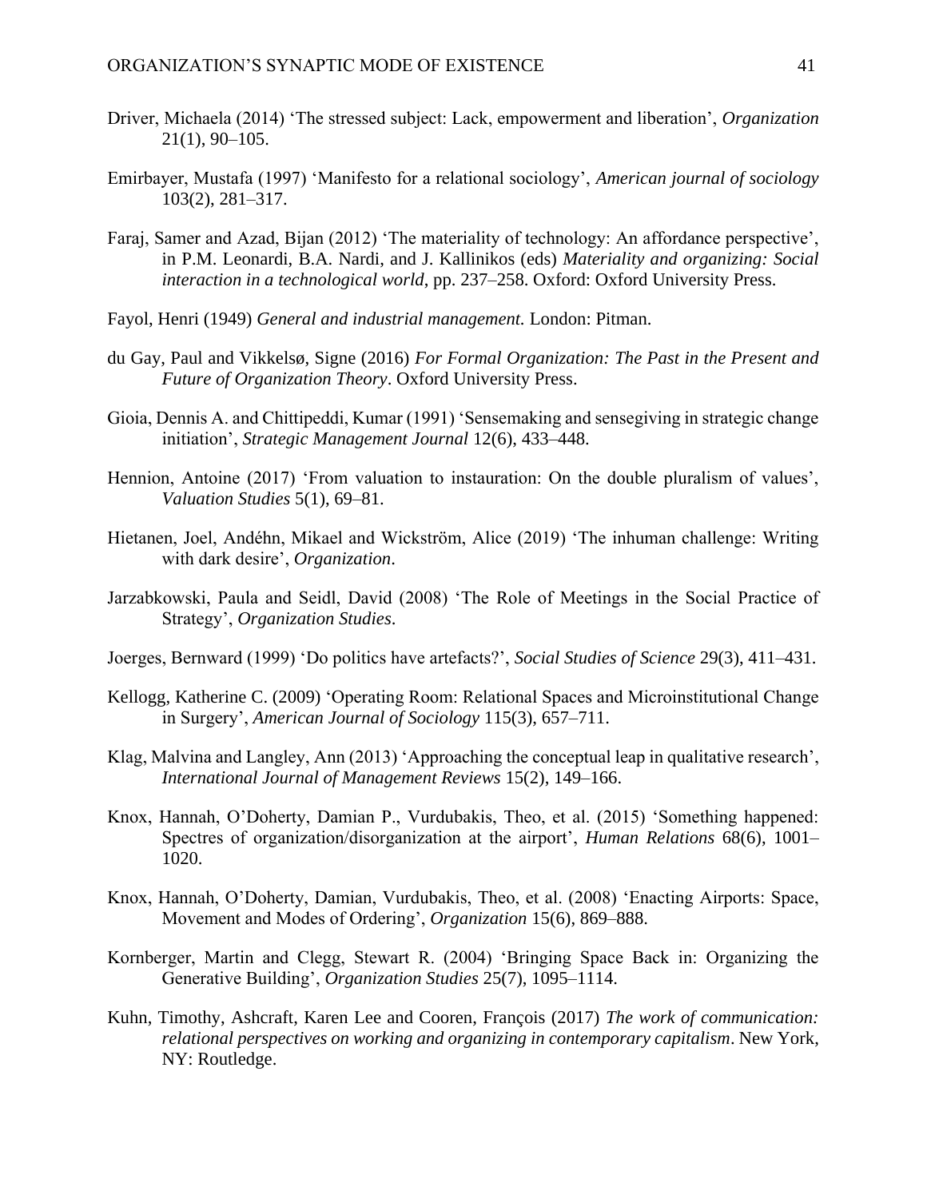Driver, Michaela (2014) 'The stressed subject: Lack, empowerment and liberation', *Organization* 21(1), 90–105.

Emirbayer, Mustafa (1997) 'Manifesto for a relational sociology', *American journal of sociology* 103(2), 281–317.

Faraj, Samer and Azad, Bijan (2012) 'The materiality of technology: An affordance perspective', in P.M. Leonardi, B.A. Nardi, and J. Kallinikos (eds) *Materiality and organizing: Social interaction in a technological world*, pp. 237–258. Oxford: Oxford University Press.

Fayol, Henri (1949) *General and industrial management.* London: Pitman.

du Gay, Paul and Vikkelsø, Signe (2016) *For Formal Organization: The Past in the Present and Future of Organization Theory*. Oxford University Press.

Gioia, Dennis A. and Chittipeddi, Kumar (1991) 'Sensemaking and sensegiving in strategic change initiation', *Strategic Management Journal* 12(6), 433–448.

Hennion, Antoine (2017) 'From valuation to instauration: On the double pluralism of values', *Valuation Studies* 5(1), 69–81.

Hietanen, Joel, Andéhn, Mikael and Wickström, Alice (2019) 'The inhuman challenge: Writing with dark desire', *Organization*.

Jarzabkowski, Paula and Seidl, David (2008) 'The Role of Meetings in the Social Practice of Strategy', *Organization Studies*.

Joerges, Bernward (1999) 'Do politics have artefacts?', *Social Studies of Science* 29(3), 411–431.

Kellogg, Katherine C. (2009) 'Operating Room: Relational Spaces and Microinstitutional Change in Surgery', *American Journal of Sociology* 115(3), 657–711.

Klag, Malvina and Langley, Ann (2013) 'Approaching the conceptual leap in qualitative research', *International Journal of Management Reviews* 15(2), 149–166.

Knox, Hannah, O'Doherty, Damian P., Vurdubakis, Theo, et al. (2015) 'Something happened: Spectres of organization/disorganization at the airport', *Human Relations* 68(6), 1001–1020.

Knox, Hannah, O'Doherty, Damian, Vurdubakis, Theo, et al. (2008) 'Enacting Airports: Space, Movement and Modes of Ordering', *Organization* 15(6), 869–888.

Kornberger, Martin and Clegg, Stewart R. (2004) 'Bringing Space Back in: Organizing the Generative Building', *Organization Studies* 25(7), 1095–1114.

Kuhn, Timothy, Ashcraft, Karen Lee and Cooren, François (2017) *The work of communication: relational perspectives on working and organizing in contemporary capitalism*. New York, NY: Routledge.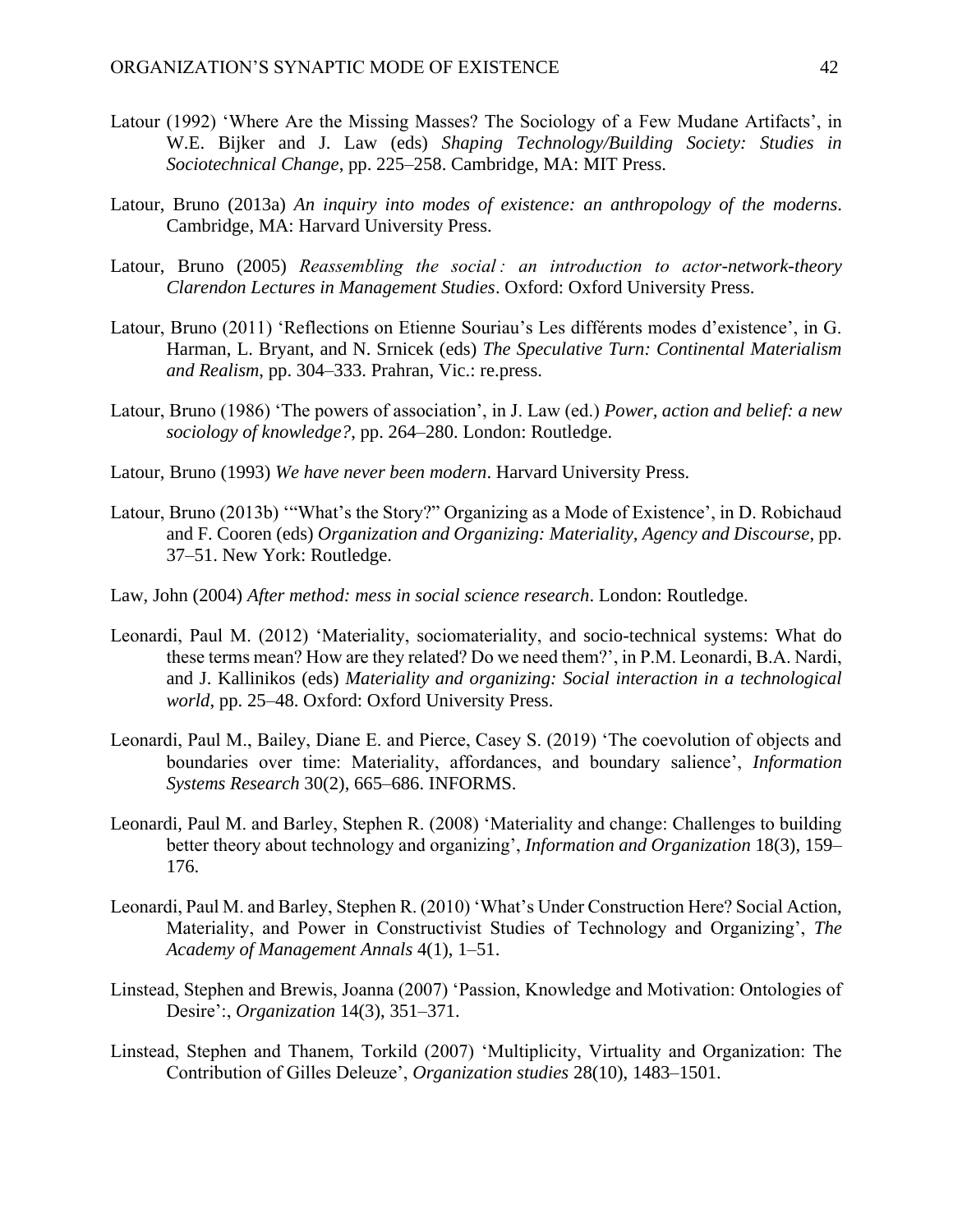Latour (1992) 'Where Are the Missing Masses? The Sociology of a Few Mudane Artifacts', in W.E. Bijker and J. Law (eds) *Shaping Technology/Building Society: Studies in Sociotechnical Change*, pp. 225–258. Cambridge, MA: MIT Press.

Latour, Bruno (2013a) *An inquiry into modes of existence: an anthropology of the moderns*. Cambridge, MA: Harvard University Press.

Latour, Bruno (2005) *Reassembling the social : an introduction to actor-network-theory Clarendon Lectures in Management Studies*. Oxford: Oxford University Press.

Latour, Bruno (2011) 'Reflections on Etienne Souriau's Les différents modes d'existence', in G. Harman, L. Bryant, and N. Srnicek (eds) *The Speculative Turn: Continental Materialism and Realism*, pp. 304–333. Prahran, Vic.: re.press.

Latour, Bruno (1986) 'The powers of association', in J. Law (ed.) *Power, action and belief: a new sociology of knowledge?*, pp. 264–280. London: Routledge.

Latour, Bruno (1993) *We have never been modern*. Harvard University Press.

Latour, Bruno (2013b) '"What's the Story?" Organizing as a Mode of Existence', in D. Robichaud and F. Cooren (eds) *Organization and Organizing: Materiality, Agency and Discourse*, pp. 37–51. New York: Routledge.

Law, John (2004) *After method: mess in social science research*. London: Routledge.

Leonardi, Paul M. (2012) 'Materiality, sociomateriality, and socio-technical systems: What do these terms mean? How are they related? Do we need them?', in P.M. Leonardi, B.A. Nardi, and J. Kallinikos (eds) *Materiality and organizing: Social interaction in a technological world*, pp. 25–48. Oxford: Oxford University Press.

Leonardi, Paul M., Bailey, Diane E. and Pierce, Casey S. (2019) 'The coevolution of objects and boundaries over time: Materiality, affordances, and boundary salience', *Information Systems Research* 30(2), 665–686. INFORMS.

Leonardi, Paul M. and Barley, Stephen R. (2008) 'Materiality and change: Challenges to building better theory about technology and organizing', *Information and Organization* 18(3), 159–176.

Leonardi, Paul M. and Barley, Stephen R. (2010) 'What's Under Construction Here? Social Action, Materiality, and Power in Constructivist Studies of Technology and Organizing', *The Academy of Management Annals* 4(1), 1–51.

Linstead, Stephen and Brewis, Joanna (2007) 'Passion, Knowledge and Motivation: Ontologies of Desire':, *Organization* 14(3), 351–371.

Linstead, Stephen and Thanem, Torkild (2007) 'Multiplicity, Virtuality and Organization: The Contribution of Gilles Deleuze', *Organization studies* 28(10), 1483–1501.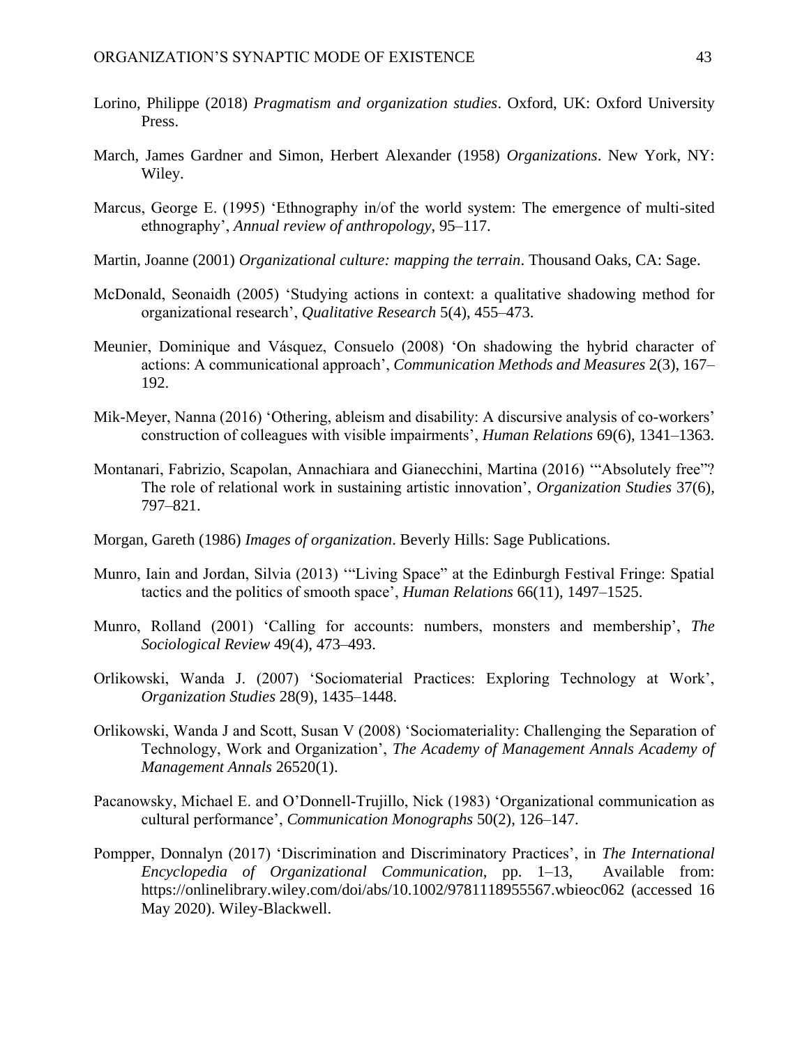Lorino, Philippe (2018) *Pragmatism and organization studies*. Oxford, UK: Oxford University Press.

March, James Gardner and Simon, Herbert Alexander (1958) *Organizations*. New York, NY: Wiley.

Marcus, George E. (1995) 'Ethnography in/of the world system: The emergence of multi-sited ethnography', *Annual review of anthropology*, 95–117.

Martin, Joanne (2001) *Organizational culture: mapping the terrain*. Thousand Oaks, CA: Sage.

McDonald, Seonaidh (2005) 'Studying actions in context: a qualitative shadowing method for organizational research', *Qualitative Research* 5(4), 455–473.

Meunier, Dominique and Vásquez, Consuelo (2008) 'On shadowing the hybrid character of actions: A communicational approach', *Communication Methods and Measures* 2(3), 167–192.

Mik-Meyer, Nanna (2016) 'Othering, ableism and disability: A discursive analysis of co-workers' construction of colleagues with visible impairments', *Human Relations* 69(6), 1341–1363.

Montanari, Fabrizio, Scapolan, Annachiara and Gianecchini, Martina (2016) '"Absolutely free"? The role of relational work in sustaining artistic innovation', *Organization Studies* 37(6), 797–821.

Morgan, Gareth (1986) *Images of organization*. Beverly Hills: Sage Publications.

Munro, Iain and Jordan, Silvia (2013) '"Living Space" at the Edinburgh Festival Fringe: Spatial tactics and the politics of smooth space', *Human Relations* 66(11), 1497–1525.

Munro, Rolland (2001) 'Calling for accounts: numbers, monsters and membership', *The Sociological Review* 49(4), 473–493.

Orlikowski, Wanda J. (2007) 'Sociomaterial Practices: Exploring Technology at Work', *Organization Studies* 28(9), 1435–1448.

Orlikowski, Wanda J and Scott, Susan V (2008) 'Sociomateriality: Challenging the Separation of Technology, Work and Organization', *The Academy of Management Annals Academy of Management Annals* 26520(1).

Pacanowsky, Michael E. and O'Donnell-Trujillo, Nick (1983) 'Organizational communication as cultural performance', *Communication Monographs* 50(2), 126–147.

Pompper, Donnalyn (2017) 'Discrimination and Discriminatory Practices', in *The International Encyclopedia of Organizational Communication*, pp. 1–13, Available from: https://onlinelibrary.wiley.com/doi/abs/10.1002/9781118955567.wbieoc062 (accessed 16 May 2020). Wiley-Blackwell.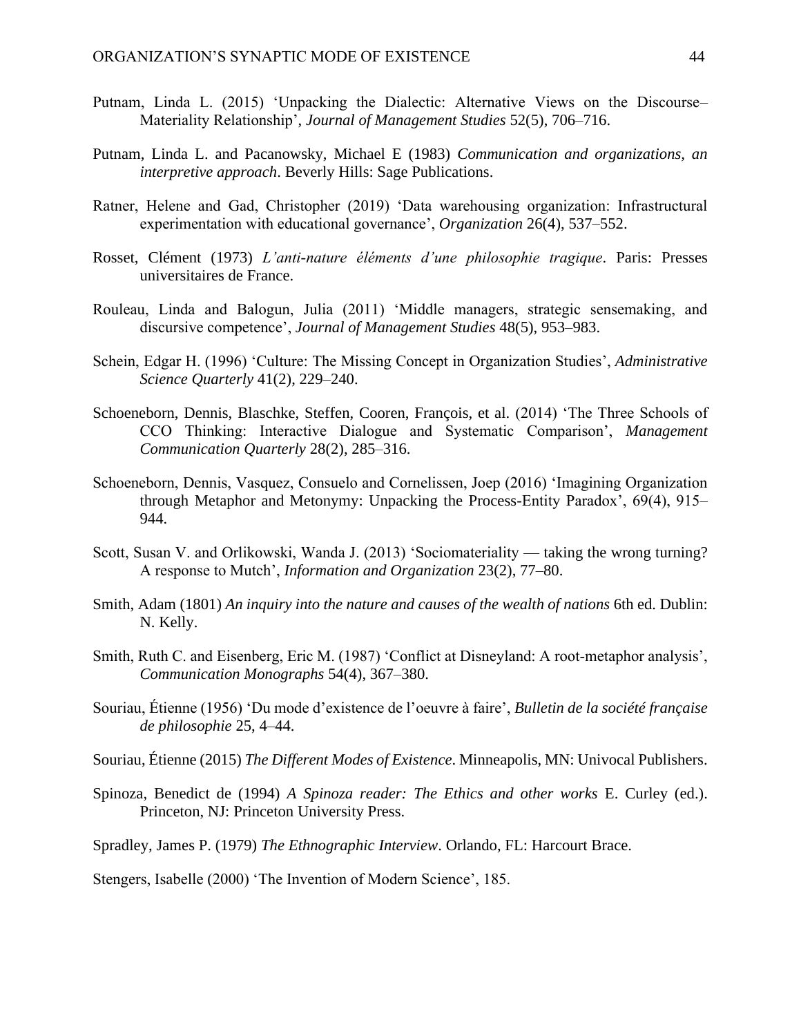Putnam, Linda L. (2015) ‘Unpacking the Dialectic: Alternative Views on the Discourse–Materiality Relationship’, *Journal of Management Studies* 52(5), 706–716.

Putnam, Linda L. and Pacanowsky, Michael E (1983) *Communication and organizations, an interpretive approach*. Beverly Hills: Sage Publications.

Ratner, Helene and Gad, Christopher (2019) ‘Data warehousing organization: Infrastructural experimentation with educational governance’, *Organization* 26(4), 537–552.

Rosset, Clément (1973) *L’anti-nature éléments d’une philosophie tragique*. Paris: Presses universitaires de France.

Rouleau, Linda and Balogun, Julia (2011) ‘Middle managers, strategic sensemaking, and discursive competence’, *Journal of Management Studies* 48(5), 953–983.

Schein, Edgar H. (1996) ‘Culture: The Missing Concept in Organization Studies’, *Administrative Science Quarterly* 41(2), 229–240.

Schoeneborn, Dennis, Blaschke, Steffen, Cooren, François, et al. (2014) ‘The Three Schools of CCO Thinking: Interactive Dialogue and Systematic Comparison’, *Management Communication Quarterly* 28(2), 285–316.

Schoeneborn, Dennis, Vasquez, Consuelo and Cornelissen, Joep (2016) ‘Imagining Organization through Metaphor and Metonymy: Unpacking the Process-Entity Paradox’, 69(4), 915–944.

Scott, Susan V. and Orlikowski, Wanda J. (2013) ‘Sociomateriality — taking the wrong turning? A response to Mutch’, *Information and Organization* 23(2), 77–80.

Smith, Adam (1801) *An inquiry into the nature and causes of the wealth of nations* 6th ed. Dublin: N. Kelly.

Smith, Ruth C. and Eisenberg, Eric M. (1987) ‘Conflict at Disneyland: A root-metaphor analysis’, *Communication Monographs* 54(4), 367–380.

Souriau, Étienne (1956) ‘Du mode d’existence de l’oeuvre à faire’, *Bulletin de la société française de philosophie* 25, 4–44.

Souriau, Étienne (2015) *The Different Modes of Existence*. Minneapolis, MN: Univocal Publishers.

Spinoza, Benedict de (1994) *A Spinoza reader: The Ethics and other works* E. Curley (ed.). Princeton, NJ: Princeton University Press.

Spradley, James P. (1979) *The Ethnographic Interview*. Orlando, FL: Harcourt Brace.

Stengers, Isabelle (2000) ‘The Invention of Modern Science’, 185.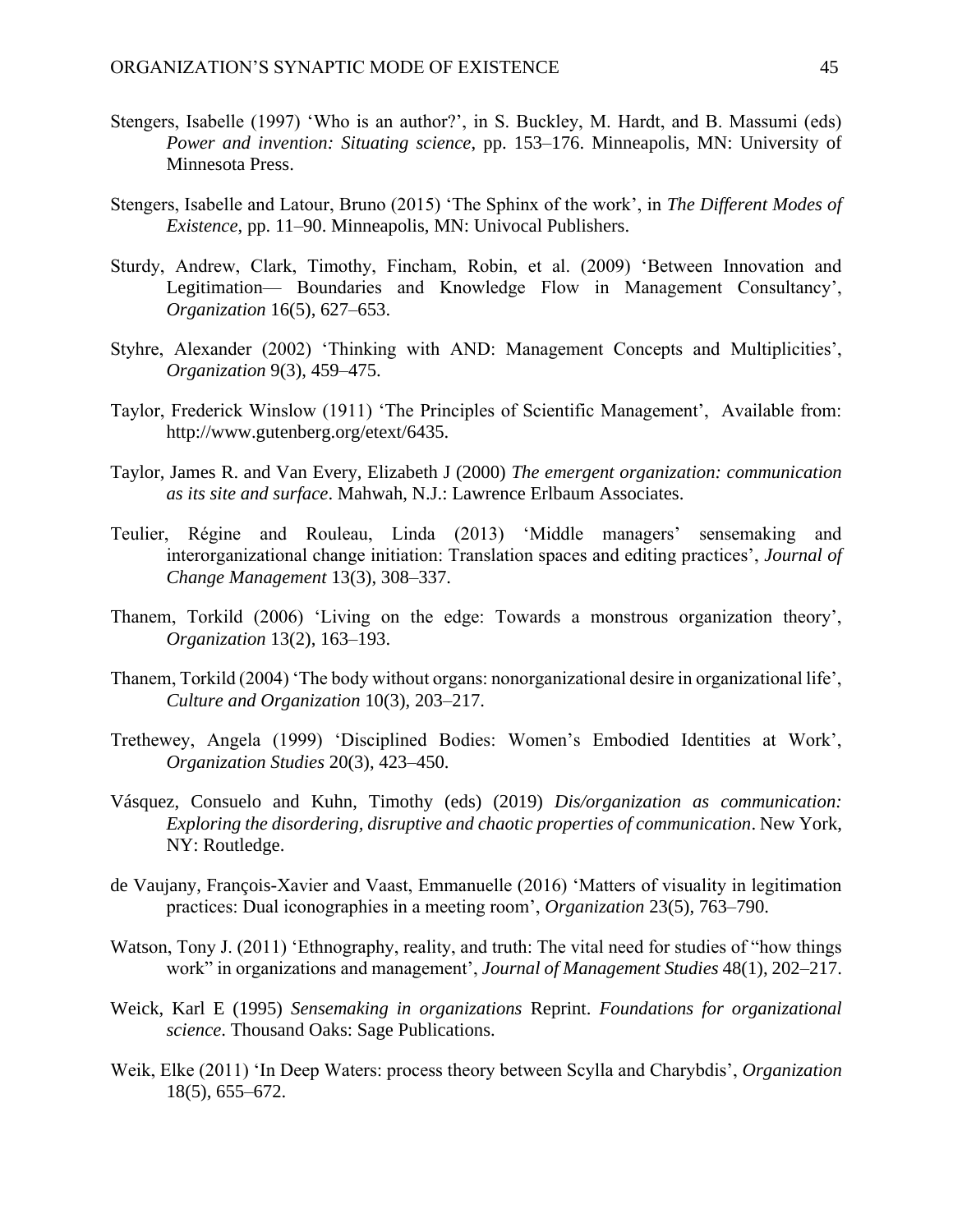Stengers, Isabelle (1997) ‘Who is an author?’, in S. Buckley, M. Hardt, and B. Massumi (eds) *Power and invention: Situating science*, pp. 153–176. Minneapolis, MN: University of Minnesota Press.

Stengers, Isabelle and Latour, Bruno (2015) ‘The Sphinx of the work’, in *The Different Modes of Existence*, pp. 11–90. Minneapolis, MN: Univocal Publishers.

Sturdy, Andrew, Clark, Timothy, Fincham, Robin, et al. (2009) ‘Between Innovation and Legitimation— Boundaries and Knowledge Flow in Management Consultancy’, *Organization* 16(5), 627–653.

Styhre, Alexander (2002) ‘Thinking with AND: Management Concepts and Multiplicities’, *Organization* 9(3), 459–475.

Taylor, Frederick Winslow (1911) ‘The Principles of Scientific Management’, Available from: http://www.gutenberg.org/etext/6435.

Taylor, James R. and Van Every, Elizabeth J (2000) *The emergent organization: communication as its site and surface*. Mahwah, N.J.: Lawrence Erlbaum Associates.

Teulier, Régine and Rouleau, Linda (2013) ‘Middle managers’ sensemaking and interorganizational change initiation: Translation spaces and editing practices’, *Journal of Change Management* 13(3), 308–337.

Thanem, Torkild (2006) ‘Living on the edge: Towards a monstrous organization theory’, *Organization* 13(2), 163–193.

Thanem, Torkild (2004) ‘The body without organs: nonorganizational desire in organizational life’, *Culture and Organization* 10(3), 203–217.

Trethewey, Angela (1999) ‘Disciplined Bodies: Women’s Embodied Identities at Work’, *Organization Studies* 20(3), 423–450.

Vásquez, Consuelo and Kuhn, Timothy (eds) (2019) *Dis/organization as communication: Exploring the disordering, disruptive and chaotic properties of communication*. New York, NY: Routledge.

de Vaujany, François-Xavier and Vaast, Emmanuelle (2016) ‘Matters of visuality in legitimation practices: Dual iconographies in a meeting room’, *Organization* 23(5), 763–790.

Watson, Tony J. (2011) ‘Ethnography, reality, and truth: The vital need for studies of “how things work” in organizations and management’, *Journal of Management Studies* 48(1), 202–217.

Weick, Karl E (1995) *Sensemaking in organizations* Reprint. *Foundations for organizational science*. Thousand Oaks: Sage Publications.

Weik, Elke (2011) ‘In Deep Waters: process theory between Scylla and Charybdis’, *Organization* 18(5), 655–672.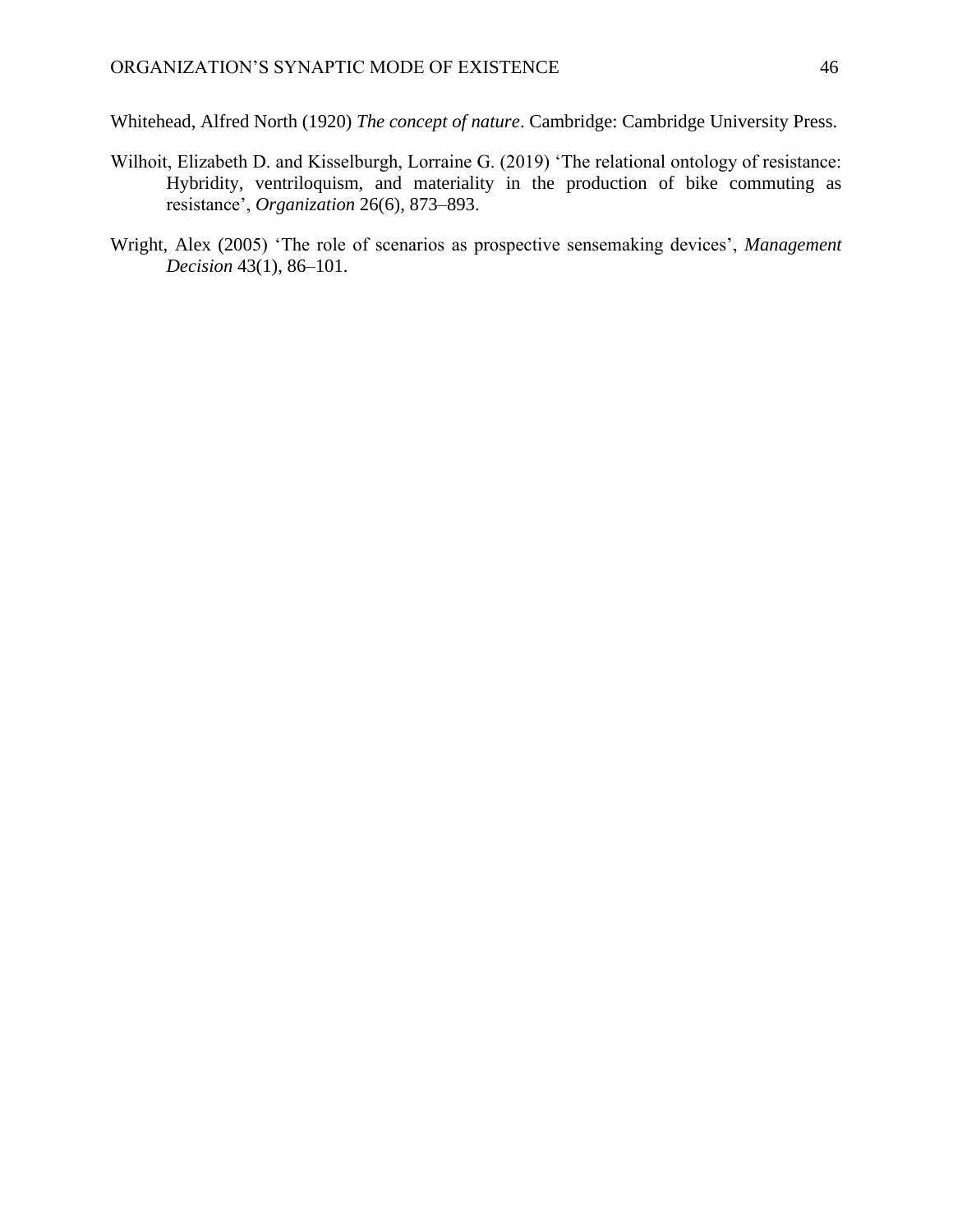Whitehead, Alfred North (1920) *The concept of nature*. Cambridge: Cambridge University Press.

Wilhoit, Elizabeth D. and Kisselburgh, Lorraine G. (2019) 'The relational ontology of resistance: Hybridity, ventriloquism, and materiality in the production of bike commuting as resistance', *Organization* 26(6), 873–893.

Wright, Alex (2005) 'The role of scenarios as prospective sensemaking devices', *Management Decision* 43(1), 86–101.